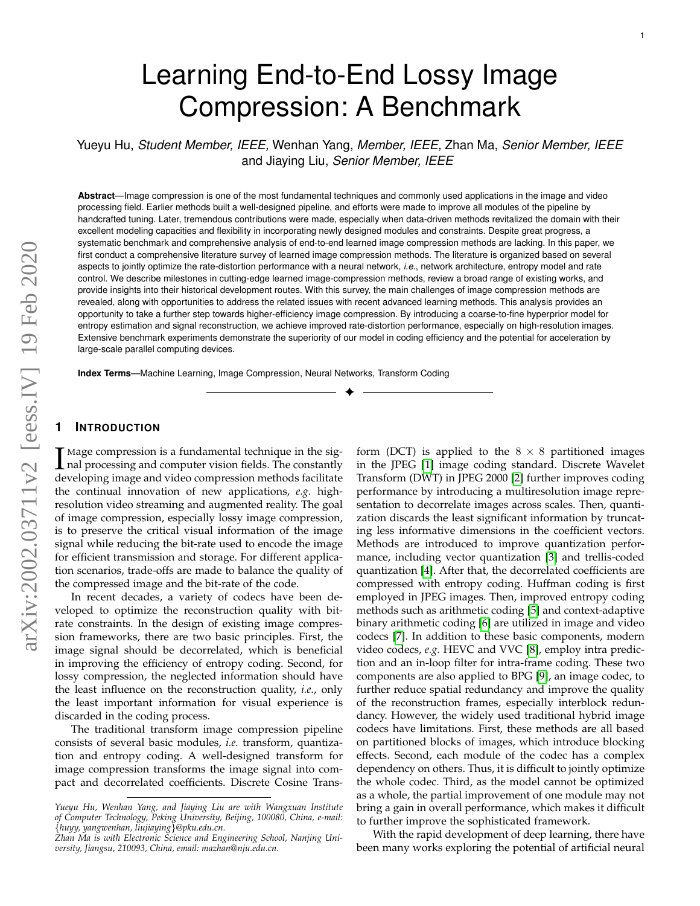# Learning End-to-End Lossy Image Compression: A Benchmark

Yueyu Hu, *Student Member, IEEE,* Wenhan Yang, *Member, IEEE,* Zhan Ma, *Senior Member, IEEE* and Jiaying Liu, *Senior Member, IEEE*

**Abstract**—Image compression is one of the most fundamental techniques and commonly used applications in the image and video processing field. Earlier methods built a well-designed pipeline, and efforts were made to improve all modules of the pipeline by handcrafted tuning. Later, tremendous contributions were made, especially when data-driven methods revitalized the domain with their excellent modeling capacities and flexibility in incorporating newly designed modules and constraints. Despite great progress, a systematic benchmark and comprehensive analysis of end-to-end learned image compression methods are lacking. In this paper, we first conduct a comprehensive literature survey of learned image compression methods. The literature is organized based on several aspects to jointly optimize the rate-distortion performance with a neural network, *i.e.*, network architecture, entropy model and rate control. We describe milestones in cutting-edge learned image-compression methods, review a broad range of existing works, and provide insights into their historical development routes. With this survey, the main challenges of image compression methods are revealed, along with opportunities to address the related issues with recent advanced learning methods. This analysis provides an opportunity to take a further step towards higher-efficiency image compression. By introducing a coarse-to-fine hyperprior model for entropy estimation and signal reconstruction, we achieve improved rate-distortion performance, especially on high-resolution images. Extensive benchmark experiments demonstrate the superiority of our model in coding efficiency and the potential for acceleration by large-scale parallel computing devices.

**Index Terms**—Machine Learning, Image Compression, Neural Networks, Transform Coding

## 1 Introduction

Image compression is a fundamental technique in the signal processing and computer vision fields. The constantly developing image and video compression methods facilitate the continual innovation of new applications, *e.g.* high-resolution video streaming and augmented reality. The goal of image compression, especially lossy image compression, is to preserve the critical visual information of the image signal while reducing the bit-rate used to encode the image for efficient transmission and storage. For different application scenarios, trade-offs are made to balance the quality of the compressed image and the bit-rate of the code.

In recent decades, a variety of codecs have been developed to optimize the reconstruction quality with bit-rate constraints. In the design of existing image compression frameworks, there are two basic principles. First, the image signal should be decorrelated, which is beneficial in improving the efficiency of entropy coding. Second, for lossy compression, the neglected information should have the least influence on the reconstruction quality, *i.e.*, only the least important information for visual experience is discarded in the coding process.

The traditional transform image compression pipeline consists of several basic modules, *i.e.* transform, quantization and entropy coding. A well-designed transform for image compression transforms the image signal into compact and decorrelated coefficients. Discrete Cosine Transform (DCT) is applied to the $8 \times 8$ partitioned images in the JPEG [1] image coding standard. Discrete Wavelet Transform (DWT) in JPEG 2000 [2] further improves coding performance by introducing a multiresolution image representation to decorrelate images across scales. Then, quantization discards the least significant information by truncating less informative dimensions in the coefficient vectors. Methods are introduced to improve quantization performance, including vector quantization [3] and trellis-coded quantization [4]. After that, the decorrelated coefficients are compressed with entropy coding. Huffman coding is first employed in JPEG images. Then, improved entropy coding methods such as arithmetic coding [5] and context-adaptive binary arithmetic coding [6] are utilized in image and video codecs [7]. In addition to these basic components, modern video codecs, *e.g.* HEVC and VVC [8], employ intra prediction and an in-loop filter for intra-frame coding. These two components are also applied to BPG [9], an image codec, to further reduce spatial redundancy and improve the quality of the reconstruction frames, especially interblock redundancy. However, the widely used traditional hybrid image codecs have limitations. First, these methods are all based on partitioned blocks of images, which introduce blocking effects. Second, each module of the codec has a complex dependency on others. Thus, it is difficult to jointly optimize the whole codec. Third, as the model cannot be optimized as a whole, the partial improvement of one module may not bring a gain in overall performance, which makes it difficult to further improve the sophisticated framework.

With the rapid development of deep learning, there have been many works exploring the potential of artificial neural

---

*Yueyu Hu, Wenhan Yang, and Jiaying Liu are with Wangxuan Institute of Computer Technology, Peking University, Beijing, 100080, China, e-mail: {huyy, yangwenhan, liujiaying}@pku.edu.cn.*
*Zhan Ma is with Electronic Science and Engineering School, Nanjing University, Jiangsu, 210093, China, email: mazhan@nju.edu.cn.*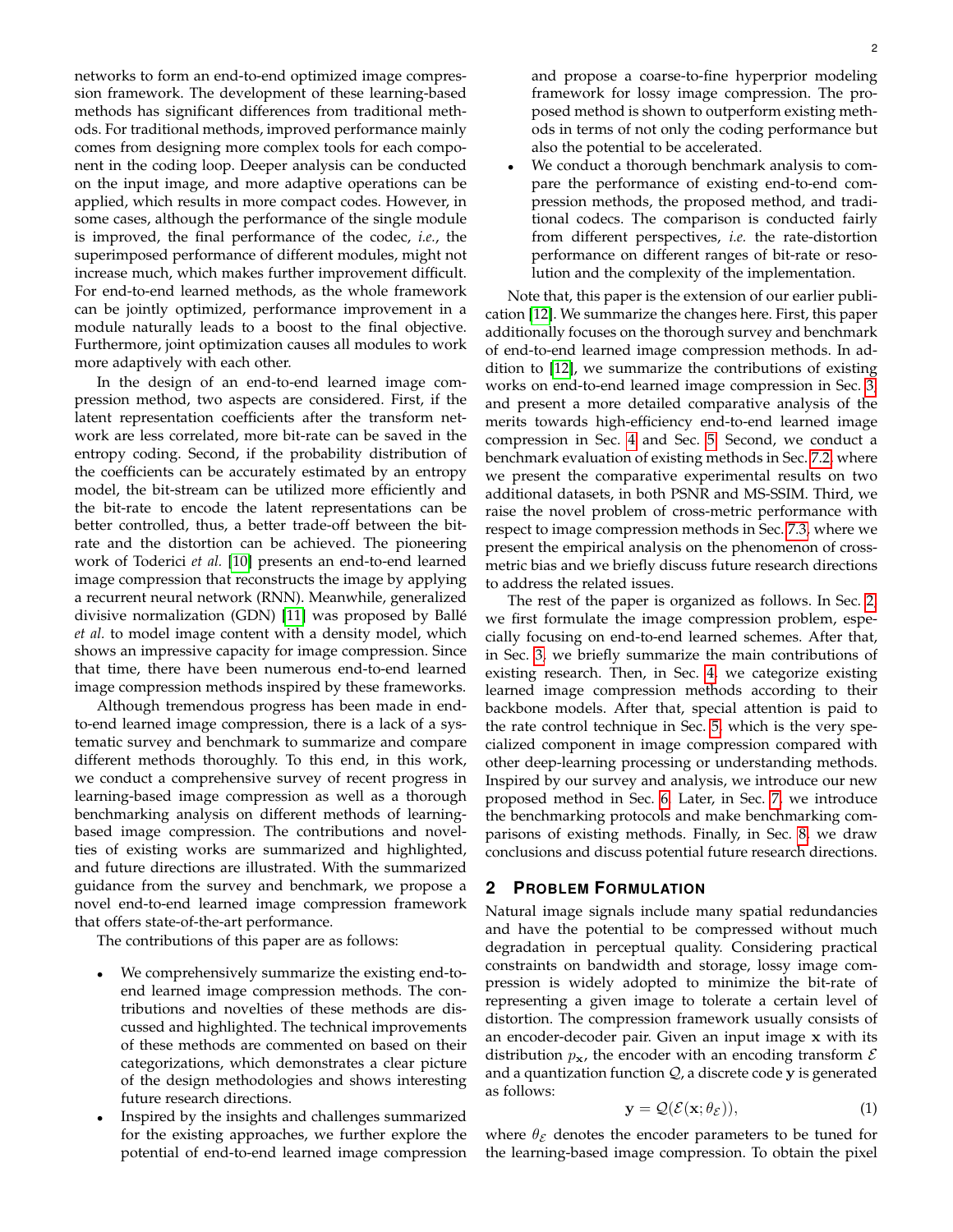networks to form an end-to-end optimized image compression framework. The development of these learning-based methods has significant differences from traditional methods. For traditional methods, improved performance mainly comes from designing more complex tools for each component in the coding loop. Deeper analysis can be conducted on the input image, and more adaptive operations can be applied, which results in more compact codes. However, in some cases, although the performance of the single module is improved, the final performance of the codec, *i.e.*, the superimposed performance of different modules, might not increase much, which makes further improvement difficult. For end-to-end learned methods, as the whole framework can be jointly optimized, performance improvement in a module naturally leads to a boost to the final objective. Furthermore, joint optimization causes all modules to work more adaptively with each other.

In the design of an end-to-end learned image compression method, two aspects are considered. First, if the latent representation coefficients after the transform network are less correlated, more bit-rate can be saved in the entropy coding. Second, if the probability distribution of the coefficients can be accurately estimated by an entropy model, the bit-stream can be utilized more efficiently and the bit-rate to encode the latent representations can be better controlled, thus, a better trade-off between the bit-rate and the distortion can be achieved. The pioneering work of Toderici *et al.* [10] presents an end-to-end learned image compression that reconstructs the image by applying a recurrent neural network (RNN). Meanwhile, generalized divisive normalization (GDN) [11] was proposed by Ballé *et al.* to model image content with a density model, which shows an impressive capacity for image compression. Since that time, there have been numerous end-to-end learned image compression methods inspired by these frameworks.

Although tremendous progress has been made in end-to-end learned image compression, there is a lack of a systematic survey and benchmark to summarize and compare different methods thoroughly. To this end, in this work, we conduct a comprehensive survey of recent progress in learning-based image compression as well as a thorough benchmarking analysis on different methods of learning-based image compression. The contributions and novelties of existing works are summarized and highlighted, and future directions are illustrated. With the summarized guidance from the survey and benchmark, we propose a novel end-to-end learned image compression framework that offers state-of-the-art performance.

The contributions of this paper are as follows:

- We comprehensively summarize the existing end-to-end learned image compression methods. The contributions and novelties of these methods are discussed and highlighted. The technical improvements of these methods are commented on based on their categorizations, which demonstrates a clear picture of the design methodologies and shows interesting future research directions.
- Inspired by the insights and challenges summarized for the existing approaches, we further explore the potential of end-to-end learned image compression and propose a coarse-to-fine hyperprior modeling framework for lossy image compression. The proposed method is shown to outperform existing methods in terms of not only the coding performance but also the potential to be accelerated.
- We conduct a thorough benchmark analysis to compare the performance of existing end-to-end compression methods, the proposed method, and traditional codecs. The comparison is conducted fairly from different perspectives, *i.e.* the rate-distortion performance on different ranges of bit-rate or resolution and the complexity of the implementation.

Note that, this paper is the extension of our earlier publication [12]. We summarize the changes here. First, this paper additionally focuses on the thorough survey and benchmark of end-to-end learned image compression methods. In addition to [12], we summarize the contributions of existing works on end-to-end learned image compression in Sec. 3, and present a more detailed comparative analysis of the merits towards high-efficiency end-to-end learned image compression in Sec. 4 and Sec. 5. Second, we conduct a benchmark evaluation of existing methods in Sec. 7.2, where we present the comparative experimental results on two additional datasets, in both PSNR and MS-SSIM. Third, we raise the novel problem of cross-metric performance with respect to image compression methods in Sec. 7.3, where we present the empirical analysis on the phenomenon of cross-metric bias and we briefly discuss future research directions to address the related issues.

The rest of the paper is organized as follows. In Sec. 2, we first formulate the image compression problem, especially focusing on end-to-end learned schemes. After that, in Sec. 3, we briefly summarize the main contributions of existing research. Then, in Sec. 4, we categorize existing learned image compression methods according to their backbone models. After that, special attention is paid to the rate control technique in Sec. 5, which is the very specialized component in image compression compared with other deep-learning processing or understanding methods. Inspired by our survey and analysis, we introduce our new proposed method in Sec. 6. Later, in Sec. 7, we introduce the benchmarking protocols and make benchmarking comparisons of existing methods. Finally, in Sec. 8, we draw conclusions and discuss potential future research directions.

## 2 Problem Formulation

Natural image signals include many spatial redundancies and have the potential to be compressed without much degradation in perceptual quality. Considering practical constraints on bandwidth and storage, lossy image compression is widely adopted to minimize the bit-rate of representing a given image to tolerate a certain level of distortion. The compression framework usually consists of an encoder-decoder pair. Given an input image $\mathbf{x}$ with its distribution $p_{\mathbf{x}}$, the encoder with an encoding transform $\mathcal{E}$ and a quantization function $\mathcal{Q}$, a discrete code $\mathbf{y}$ is generated as follows:

$$\mathbf{y} = \mathcal{Q}(\mathcal{E}(\mathbf{x}; \theta_{\mathcal{E}})), \tag{1}$$

where $\theta_{\mathcal{E}}$ denotes the encoder parameters to be tuned for the learning-based image compression. To obtain the pixel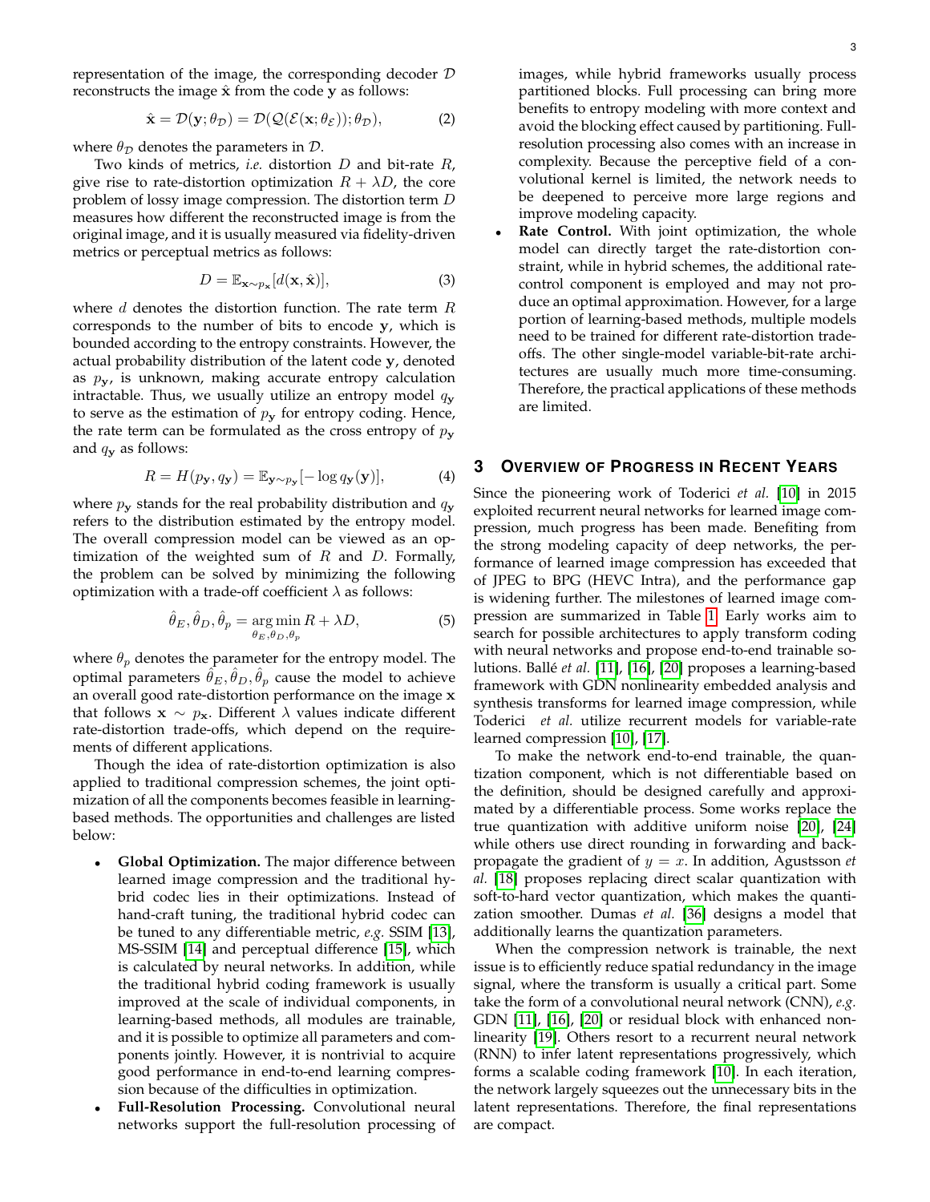representation of the image, the corresponding decoder $\mathcal{D}$ reconstructs the image $\hat{\mathbf{x}}$ from the code $\mathbf{y}$ as follows:

$$\hat{\mathbf{x}} = \mathcal{D}(\mathbf{y}; \theta_{\mathcal{D}}) = \mathcal{D}(\mathcal{Q}(\mathcal{E}(\mathbf{x}; \theta_{\mathcal{E}})); \theta_{\mathcal{D}}), \tag{2}$$

where $\theta_{\mathcal{D}}$ denotes the parameters in $\mathcal{D}$.

Two kinds of metrics, *i.e.* distortion $D$ and bit-rate $R$, give rise to rate-distortion optimization $R + \lambda D$, the core problem of lossy image compression. The distortion term $D$ measures how different the reconstructed image is from the original image, and it is usually measured via fidelity-driven metrics or perceptual metrics as follows:

$$D = \mathbb{E}_{\mathbf{x} \sim p_{\mathbf{x}}}[d(\mathbf{x}, \hat{\mathbf{x}})], \tag{3}$$

where $d$ denotes the distortion function. The rate term $R$ corresponds to the number of bits to encode $\mathbf{y}$, which is bounded according to the entropy constraints. However, the actual probability distribution of the latent code $\mathbf{y}$, denoted as $p_{\mathbf{y}}$, is unknown, making accurate entropy calculation intractable. Thus, we usually utilize an entropy model $q_{\mathbf{y}}$ to serve as the estimation of $p_{\mathbf{y}}$ for entropy coding. Hence, the rate term can be formulated as the cross entropy of $p_{\mathbf{y}}$ and $q_{\mathbf{y}}$ as follows:

$$R = H(p_{\mathbf{y}}, q_{\mathbf{y}}) = \mathbb{E}_{\mathbf{y} \sim p_{\mathbf{y}}}[-\log q_{\mathbf{y}}(\mathbf{y})], \tag{4}$$

where $p_{\mathbf{y}}$ stands for the real probability distribution and $q_{\mathbf{y}}$ refers to the distribution estimated by the entropy model. The overall compression model can be viewed as an optimization of the weighted sum of $R$ and $D$. Formally, the problem can be solved by minimizing the following optimization with a trade-off coefficient $\lambda$ as follows:

$$\hat{\theta}_E, \hat{\theta}_D, \hat{\theta}_p = \underset{\theta_E, \theta_D, \theta_p}{\arg\min}\, R + \lambda D, \tag{5}$$

where $\theta_p$ denotes the parameter for the entropy model. The optimal parameters $\hat{\theta}_E, \hat{\theta}_D, \hat{\theta}_p$ cause the model to achieve an overall good rate-distortion performance on the image $\mathbf{x}$ that follows $\mathbf{x} \sim p_{\mathbf{x}}$. Different $\lambda$ values indicate different rate-distortion trade-offs, which depend on the requirements of different applications.

Though the idea of rate-distortion optimization is also applied to traditional compression schemes, the joint optimization of all the components becomes feasible in learning-based methods. The opportunities and challenges are listed below:

- **Global Optimization.** The major difference between learned image compression and the traditional hybrid codec lies in their optimizations. Instead of hand-craft tuning, the traditional hybrid codec can be tuned to any differentiable metric, *e.g.* SSIM [13], MS-SSIM [14] and perceptual difference [15], which is calculated by neural networks. In addition, while the traditional hybrid coding framework is usually improved at the scale of individual components, in learning-based methods, all modules are trainable, and it is possible to optimize all parameters and components jointly. However, it is nontrivial to acquire good performance in end-to-end learning compression because of the difficulties in optimization.
- **Full-Resolution Processing.** Convolutional neural networks support the full-resolution processing of images, while hybrid frameworks usually process partitioned blocks. Full processing can bring more benefits to entropy modeling with more context and avoid the blocking effect caused by partitioning. Full-resolution processing also comes with an increase in complexity. Because the perceptive field of a convolutional kernel is limited, the network needs to be deepened to perceive more large regions and improve modeling capacity.
- **Rate Control.** With joint optimization, the whole model can directly target the rate-distortion constraint, while in hybrid schemes, the additional rate-control component is employed and may not produce an optimal approximation. However, for a large portion of learning-based methods, multiple models need to be trained for different rate-distortion trade-offs. The other single-model variable-bit-rate architectures are usually much more time-consuming. Therefore, the practical applications of these methods are limited.

## 3 Overview of Progress in Recent Years

Since the pioneering work of Toderici *et al.* [10] in 2015 exploited recurrent neural networks for learned image compression, much progress has been made. Benefiting from the strong modeling capacity of deep networks, the performance of learned image compression has exceeded that of JPEG to BPG (HEVC Intra), and the performance gap is widening further. The milestones of learned image compression are summarized in Table 1. Early works aim to search for possible architectures to apply transform coding with neural networks and propose end-to-end trainable solutions. Ballé *et al.* [11], [16], [20] proposes a learning-based framework with GDN nonlinearity embedded analysis and synthesis transforms for learned image compression, while Toderici *et al.* utilize recurrent models for variable-rate learned compression [10], [17].

To make the network end-to-end trainable, the quantization component, which is not differentiable based on the definition, should be designed carefully and approximated by a differentiable process. Some works replace the true quantization with additive uniform noise [20], [24] while others use direct rounding in forwarding and back-propagate the gradient of $y = x$. In addition, Agustsson *et al.* [18] proposes replacing direct scalar quantization with soft-to-hard vector quantization, which makes the quantization smoother. Dumas *et al.* [36] designs a model that additionally learns the quantization parameters.

When the compression network is trainable, the next issue is to efficiently reduce spatial redundancy in the image signal, where the transform is usually a critical part. Some take the form of a convolutional neural network (CNN), *e.g.* GDN [11], [16], [20] or residual block with enhanced nonlinearity [19]. Others resort to a recurrent neural network (RNN) to infer latent representations progressively, which forms a scalable coding framework [10]. In each iteration, the network largely squeezes out the unnecessary bits in the latent representations. Therefore, the final representations are compact.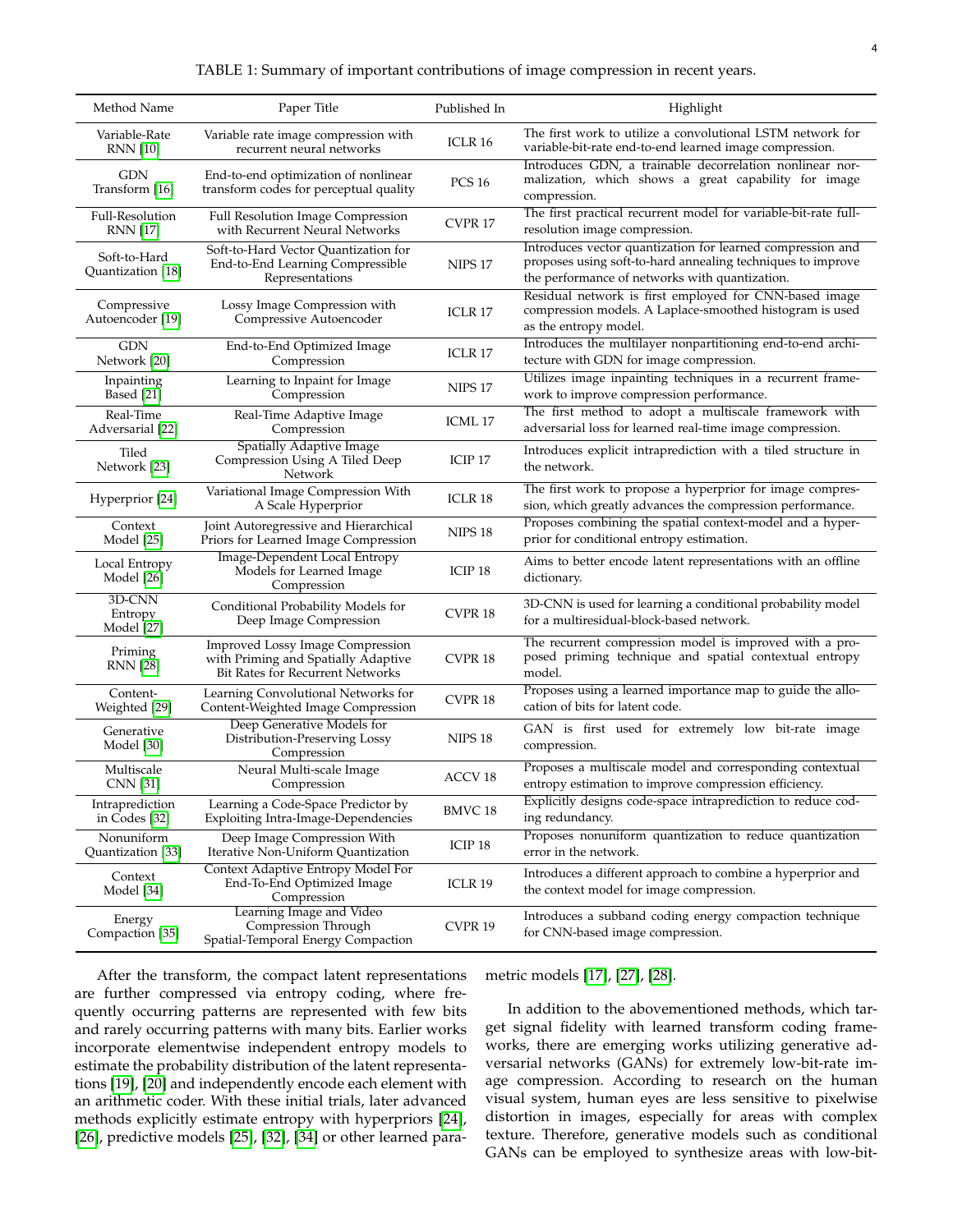TABLE 1: Summary of important contributions of image compression in recent years.

| Method Name | Paper Title | Published In | Highlight |
|---|---|---|---|
| Variable-Rate RNN [10] | Variable rate image compression with recurrent neural networks | ICLR 16 | The first work to utilize a convolutional LSTM network for variable-bit-rate end-to-end learned image compression. |
| GDN Transform [16] | End-to-end optimization of nonlinear transform codes for perceptual quality | PCS 16 | Introduces GDN, a trainable decorrelation nonlinear normalization, which shows a great capability for image compression. |
| Full-Resolution RNN [17] | Full Resolution Image Compression with Recurrent Neural Networks | CVPR 17 | The first practical recurrent model for variable-bit-rate full-resolution image compression. |
| Soft-to-Hard Quantization [18] | Soft-to-Hard Vector Quantization for End-to-End Learning Compressible Representations | NIPS 17 | Introduces vector quantization for learned compression and proposes using soft-to-hard annealing techniques to improve the performance of networks with quantization. |
| Compressive Autoencoder [19] | Lossy Image Compression with Compressive Autoencoder | ICLR 17 | Residual network is first employed for CNN-based image compression models. A Laplace-smoothed histogram is used as the entropy model. |
| GDN Network [20] | End-to-End Optimized Image Compression | ICLR 17 | Introduces the multilayer nonpartitioning end-to-end architecture with GDN for image compression. |
| Inpainting Based [21] | Learning to Inpaint for Image Compression | NIPS 17 | Utilizes image inpainting techniques in a recurrent framework to improve compression performance. |
| Real-Time Adversarial [22] | Real-Time Adaptive Image Compression | ICML 17 | The first method to adopt a multiscale framework with adversarial loss for learned real-time image compression. |
| Tiled Network [23] | Spatially Adaptive Image Compression Using A Tiled Deep Network | ICIP 17 | Introduces explicit intraprediction with a tiled structure in the network. |
| Hyperprior [24] | Variational Image Compression With A Scale Hyperprior | ICLR 18 | The first work to propose a hyperprior for image compression, which greatly advances the compression performance. |
| Context Model [25] | Joint Autoregressive and Hierarchical Priors for Learned Image Compression | NIPS 18 | Proposes combining the spatial context-model and a hyperprior for conditional entropy estimation. |
| Local Entropy Model [26] | Image-Dependent Local Entropy Models for Learned Image Compression | ICIP 18 | Aims to better encode latent representations with an offline dictionary. |
| 3D-CNN Entropy Model [27] | Conditional Probability Models for Deep Image Compression | CVPR 18 | 3D-CNN is used for learning a conditional probability model for a multiresidual-block-based network. |
| Priming RNN [28] | Improved Lossy Image Compression with Priming and Spatially Adaptive Bit Rates for Recurrent Networks | CVPR 18 | The recurrent compression model is improved with a proposed priming technique and spatial contextual entropy model. |
| Content-Weighted [29] | Learning Convolutional Networks for Content-Weighted Image Compression | CVPR 18 | Proposes using a learned importance map to guide the allocation of bits for latent code. |
| Generative Model [30] | Deep Generative Models for Distribution-Preserving Lossy Compression | NIPS 18 | GAN is first used for extremely low bit-rate image compression. |
| Multiscale CNN [31] | Neural Multi-scale Image Compression | ACCV 18 | Proposes a multiscale model and corresponding contextual entropy estimation to improve compression efficiency. |
| Intraprediction in Codes [32] | Learning a Code-Space Predictor by Exploiting Intra-Image-Dependencies | BMVC 18 | Explicitly designs code-space intraprediction to reduce coding redundancy. |
| Nonuniform Quantization [33] | Deep Image Compression With Iterative Non-Uniform Quantization | ICIP 18 | Proposes nonuniform quantization to reduce quantization error in the network. |
| Context Model [34] | Context Adaptive Entropy Model For End-To-End Optimized Image Compression | ICLR 19 | Introduces a different approach to combine a hyperprior and the context model for image compression. |
| Energy Compaction [35] | Learning Image and Video Compression Through Spatial-Temporal Energy Compaction | CVPR 19 | Introduces a subband coding energy compaction technique for CNN-based image compression. |

After the transform, the compact latent representations are further compressed via entropy coding, where frequently occurring patterns are represented with few bits and rarely occurring patterns with many bits. Earlier works incorporate elementwise independent entropy models to estimate the probability distribution of the latent representations [19], [20] and independently encode each element with an arithmetic coder. With these initial trials, later advanced methods explicitly estimate entropy with hyperpriors [24], [26], predictive models [25], [32], [34] or other learned parametric models [17], [27], [28].

In addition to the abovementioned methods, which target signal fidelity with learned transform coding frameworks, there are emerging works utilizing generative adversarial networks (GANs) for extremely low-bit-rate image compression. According to research on the human visual system, human eyes are less sensitive to pixelwise distortion in images, especially for areas with complex texture. Therefore, generative models such as conditional GANs can be employed to synthesize areas with low-bit-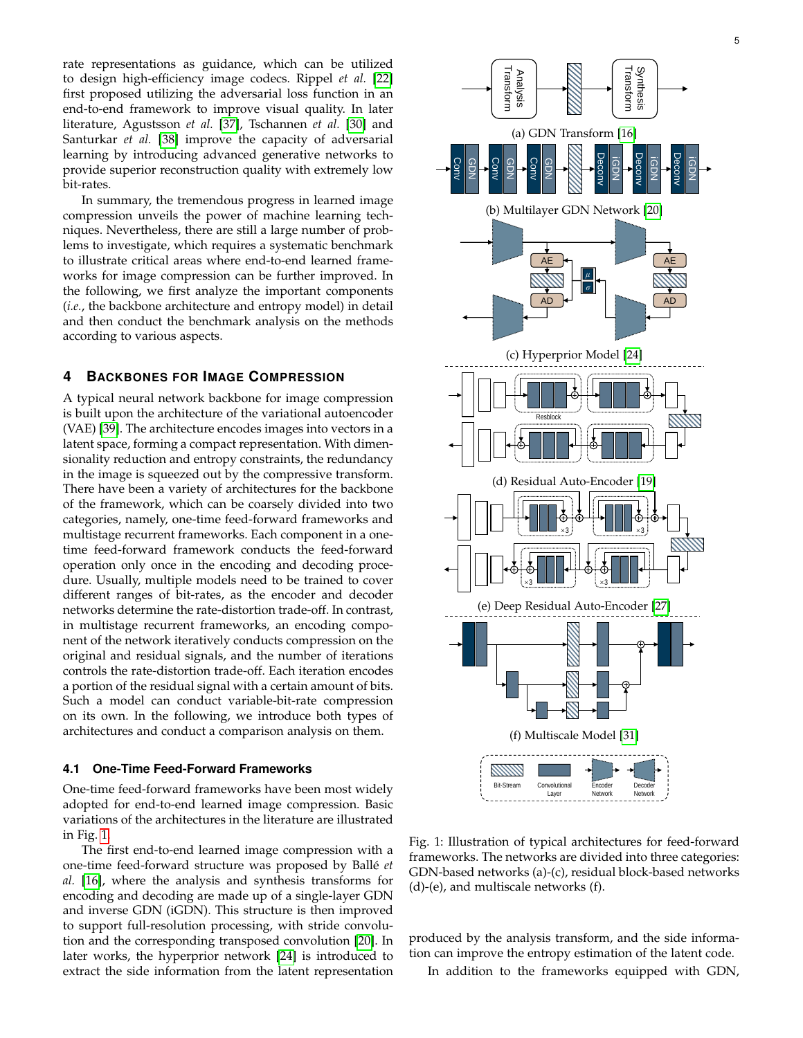rate representations as guidance, which can be utilized to design high-efficiency image codecs. Rippel *et al.* [22] first proposed utilizing the adversarial loss function in an end-to-end framework to improve visual quality. In later literature, Agustsson *et al.* [37], Tschannen *et al.* [30] and Santurkar *et al.* [38] improve the capacity of adversarial learning by introducing advanced generative networks to provide superior reconstruction quality with extremely low bit-rates.

In summary, the tremendous progress in learned image compression unveils the power of machine learning techniques. Nevertheless, there are still a large number of problems to investigate, which requires a systematic benchmark to illustrate critical areas where end-to-end learned frameworks for image compression can be further improved. In the following, we first analyze the important components (*i.e.*, the backbone architecture and entropy model) in detail and then conduct the benchmark analysis on the methods according to various aspects.

## 4 Backbones for Image Compression

A typical neural network backbone for image compression is built upon the architecture of the variational autoencoder (VAE) [39]. The architecture encodes images into vectors in a latent space, forming a compact representation. With dimensionality reduction and entropy constraints, the redundancy in the image is squeezed out by the compressive transform. There have been a variety of architectures for the backbone of the framework, which can be coarsely divided into two categories, namely, one-time feed-forward frameworks and multistage recurrent frameworks. Each component in a one-time feed-forward framework conducts the feed-forward operation only once in the encoding and decoding procedure. Usually, multiple models need to be trained to cover different ranges of bit-rates, as the encoder and decoder networks determine the rate-distortion trade-off. In contrast, in multistage recurrent frameworks, an encoding component of the network iteratively conducts compression on the original and residual signals, and the number of iterations controls the rate-distortion trade-off. Each iteration encodes a portion of the residual signal with a certain amount of bits. Such a model can conduct variable-bit-rate compression on its own. In the following, we introduce both types of architectures and conduct a comparison analysis on them.

### 4.1 One-Time Feed-Forward Frameworks

One-time feed-forward frameworks have been most widely adopted for end-to-end learned image compression. Basic variations of the architectures in the literature are illustrated in Fig. 1.

The first end-to-end learned image compression with a one-time feed-forward structure was proposed by Ballé *et al.* [16], where the analysis and synthesis transforms for encoding and decoding are made up of a single-layer GDN and inverse GDN (iGDN). This structure is then improved to support full-resolution processing, with stride convolution and the corresponding transposed convolution [20]. In later works, the hyperprior network [24] is introduced to extract the side information from the latent representation produced by the analysis transform, and the side information can improve the entropy estimation of the latent code.

(a) GDN Transform [16]

(b) Multilayer GDN Network [20]

(c) Hyperprior Model [24]

(d) Residual Auto-Encoder [19]

(e) Deep Residual Auto-Encoder [27]

(f) Multiscale Model [31]

Fig. 1: Illustration of typical architectures for feed-forward frameworks. The networks are divided into three categories: GDN-based networks (a)-(c), residual block-based networks (d)-(e), and multiscale networks (f).

In addition to the frameworks equipped with GDN,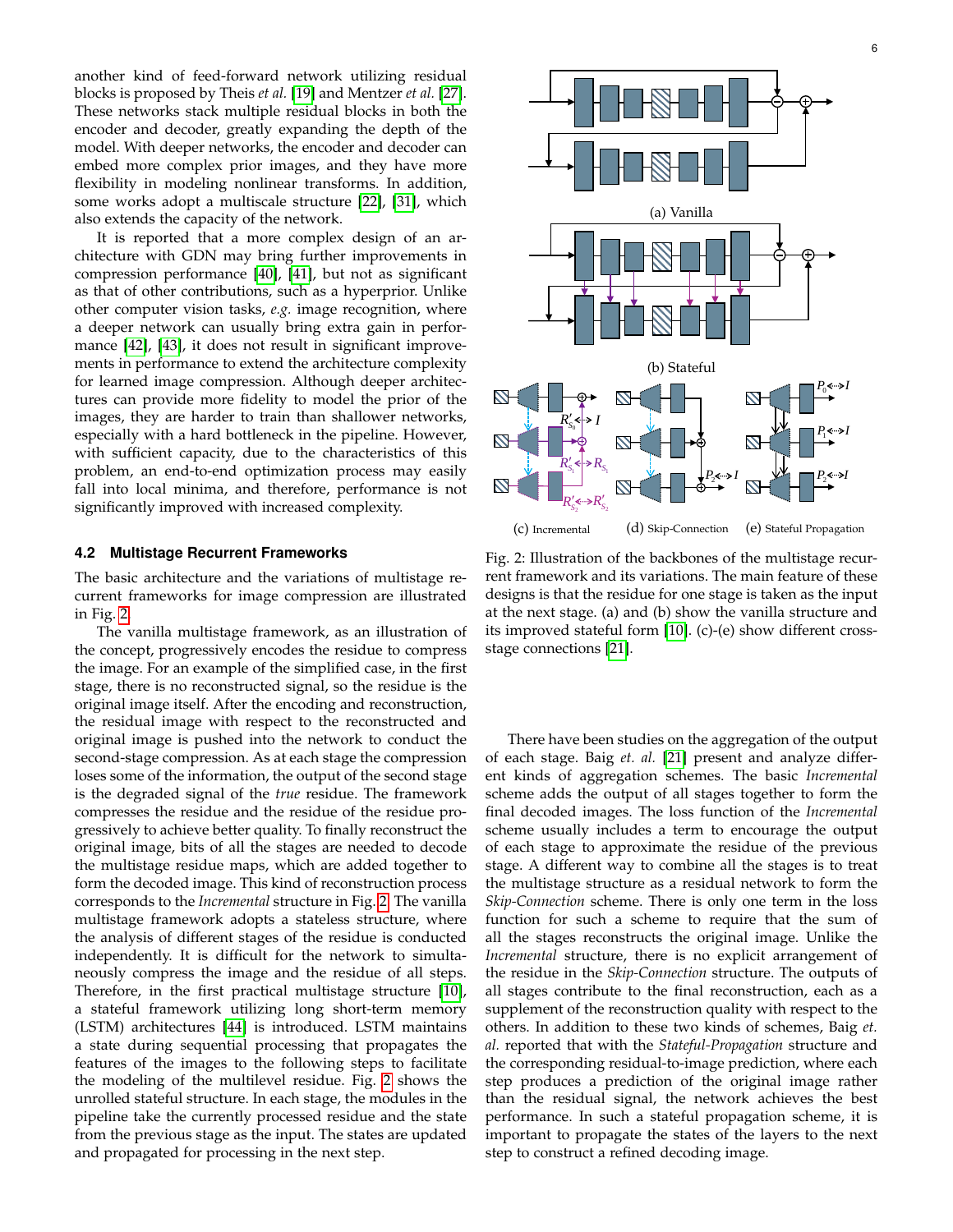another kind of feed-forward network utilizing residual blocks is proposed by Theis *et al.* [19] and Mentzer *et al.* [27]. These networks stack multiple residual blocks in both the encoder and decoder, greatly expanding the depth of the model. With deeper networks, the encoder and decoder can embed more complex prior images, and they have more flexibility in modeling nonlinear transforms. In addition, some works adopt a multiscale structure [22], [31], which also extends the capacity of the network.

It is reported that a more complex design of an architecture with GDN may bring further improvements in compression performance [40], [41], but not as significant as that of other contributions, such as a hyperprior. Unlike other computer vision tasks, *e.g.* image recognition, where a deeper network can usually bring extra gain in performance [42], [43], it does not result in significant improvements in performance to extend the architecture complexity for learned image compression. Although deeper architectures can provide more fidelity to model the prior of the images, they are harder to train than shallower networks, especially with a hard bottleneck in the pipeline. However, with sufficient capacity, due to the characteristics of this problem, an end-to-end optimization process may easily fall into local minima, and therefore, performance is not significantly improved with increased complexity.

### 4.2 Multistage Recurrent Frameworks

The basic architecture and the variations of multistage recurrent frameworks for image compression are illustrated in Fig. 2.

The vanilla multistage framework, as an illustration of the concept, progressively encodes the residue to compress the image. For an example of the simplified case, in the first stage, there is no reconstructed signal, so the residue is the original image itself. After the encoding and reconstruction, the residual image with respect to the reconstructed and original image is pushed into the network to conduct the second-stage compression. As at each stage the compression loses some of the information, the output of the second stage is the degraded signal of the *true* residue. The framework compresses the residue and the residue of the residue progressively to achieve better quality. To finally reconstruct the original image, bits of all the stages are needed to decode the multistage residue maps, which are added together to form the decoded image. This kind of reconstruction process corresponds to the *Incremental* structure in Fig. 2. The vanilla multistage framework adopts a stateless structure, where the analysis of different stages of the residue is conducted independently. It is difficult for the network to simultaneously compress the image and the residue of all steps. Therefore, in the first practical multistage structure [10], a stateful framework utilizing long short-term memory (LSTM) architectures [44] is introduced. LSTM maintains a state during sequential processing that propagates the features of the images to the following steps to facilitate the modeling of the multilevel residue. Fig. 2 shows the unrolled stateful structure. In each stage, the modules in the pipeline take the currently processed residue and the state from the previous stage as the input. The states are updated and propagated for processing in the next step.

Fig. 2: Illustration of the backbones of the multistage recurrent framework and its variations. The main feature of these designs is that the residue for one stage is taken as the input at the next stage. (a) and (b) show the vanilla structure and its improved stateful form [10]. (c)-(e) show different cross-stage connections [21].

There have been studies on the aggregation of the output of each stage. Baig *et. al.* [21] present and analyze different kinds of aggregation schemes. The basic *Incremental* scheme adds the output of all stages together to form the final decoded images. The loss function of the *Incremental* scheme usually includes a term to encourage the output of each stage to approximate the residue of the previous stage. A different way to combine all the stages is to treat the multistage structure as a residual network to form the *Skip-Connection* scheme. There is only one term in the loss function for such a scheme to require that the sum of all the stages reconstructs the original image. Unlike the *Incremental* structure, there is no explicit arrangement of the residue in the *Skip-Connection* structure. The outputs of all stages contribute to the final reconstruction, each as a supplement of the reconstruction quality with respect to the others. In addition to these two kinds of schemes, Baig *et. al.* reported that with the *Stateful-Propagation* structure and the corresponding residual-to-image prediction, where each step produces a prediction of the original image rather than the residual signal, the network achieves the best performance. In such a stateful propagation scheme, it is important to propagate the states of the layers to the next step to construct a refined decoding image.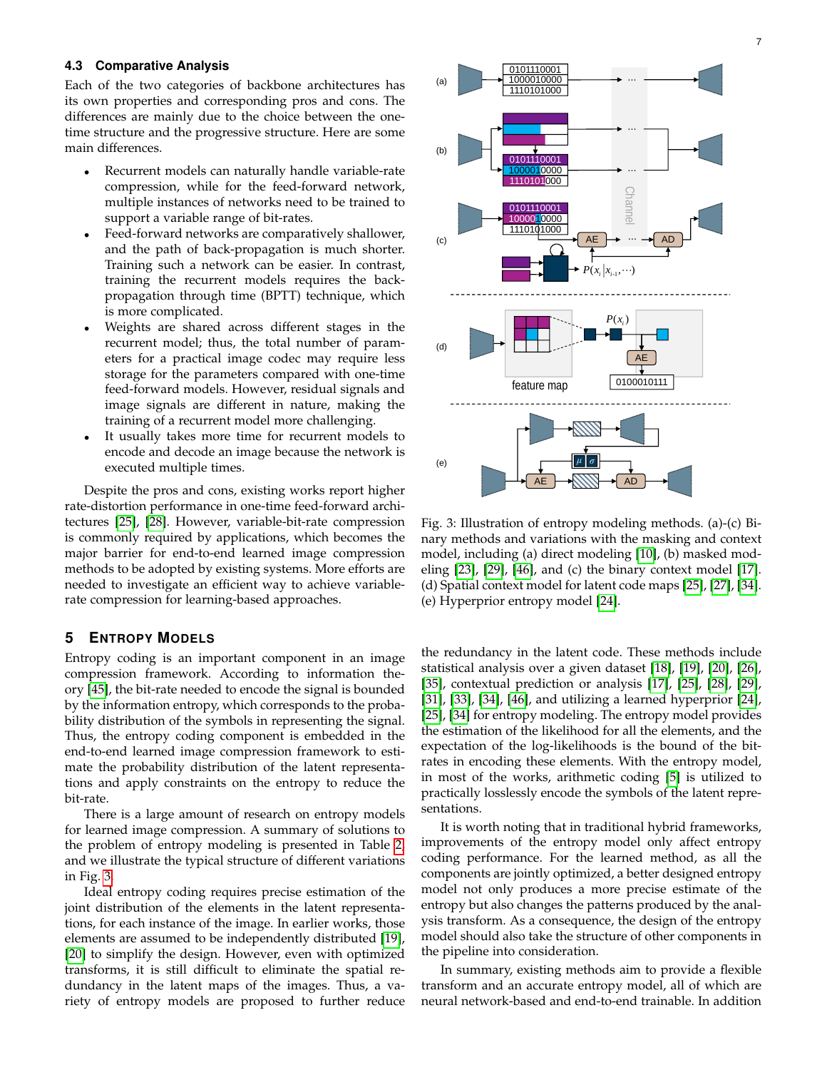### 4.3 Comparative Analysis

Each of the two categories of backbone architectures has its own properties and corresponding pros and cons. The differences are mainly due to the choice between the one-time structure and the progressive structure. Here are some main differences.

- Recurrent models can naturally handle variable-rate compression, while for the feed-forward network, multiple instances of networks need to be trained to support a variable range of bit-rates.
- Feed-forward networks are comparatively shallower, and the path of back-propagation is much shorter. Training such a network can be easier. In contrast, training the recurrent models requires the back-propagation through time (BPTT) technique, which is more complicated.
- Weights are shared across different stages in the recurrent model; thus, the total number of parameters for a practical image codec may require less storage for the parameters compared with one-time feed-forward models. However, residual signals and image signals are different in nature, making the training of a recurrent model more challenging.
- It usually takes more time for recurrent models to encode and decode an image because the network is executed multiple times.

Despite the pros and cons, existing works report higher rate-distortion performance in one-time feed-forward architectures [25], [28]. However, variable-bit-rate compression is commonly required by applications, which becomes the major barrier for end-to-end learned image compression methods to be adopted by existing systems. More efforts are needed to investigate an efficient way to achieve variable-rate compression for learning-based approaches.

## 5 Entropy Models

Entropy coding is an important component in an image compression framework. According to information theory [45], the bit-rate needed to encode the signal is bounded by the information entropy, which corresponds to the probability distribution of the symbols in representing the signal. Thus, the entropy coding component is embedded in the end-to-end learned image compression framework to estimate the probability distribution of the latent representations and apply constraints on the entropy to reduce the bit-rate.

There is a large amount of research on entropy models for learned image compression. A summary of solutions to the problem of entropy modeling is presented in Table 2, and we illustrate the typical structure of different variations in Fig. 3.

Ideal entropy coding requires precise estimation of the joint distribution of the elements in the latent representations, for each instance of the image. In earlier works, those elements are assumed to be independently distributed [19], [20] to simplify the design. However, even with optimized transforms, it is still difficult to eliminate the spatial redundancy in the latent maps of the images. Thus, a variety of entropy models are proposed to further reduce the redundancy in the latent code. These methods include statistical analysis over a given dataset [18], [19], [20], [26], [35], contextual prediction or analysis [17], [25], [28], [29], [31], [33], [34], [46], and utilizing a learned hyperprior [24], [25], [34] for entropy modeling. The entropy model provides the estimation of the likelihood for all the elements, and the expectation of the log-likelihoods is the bound of the bit-rates in encoding these elements. With the entropy model, in most of the works, arithmetic coding [5] is utilized to practically losslessly encode the symbols of the latent representations.

It is worth noting that in traditional hybrid frameworks, improvements of the entropy model only affect entropy coding performance. For the learned method, as all the components are jointly optimized, a better designed entropy model not only produces a more precise estimate of the entropy but also changes the patterns produced by the analysis transform. As a consequence, the design of the entropy model should also take the structure of other components in the pipeline into consideration.

In summary, existing methods aim to provide a flexible transform and an accurate entropy model, all of which are neural network-based and end-to-end trainable. In addition

Fig. 3: Illustration of entropy modeling methods. (a)-(c) Binary methods and variations with the masking and context model, including (a) direct modeling [10], (b) masked modeling [23], [29], [46], and (c) the binary context model [17]. (d) Spatial context model for latent code maps [25], [27], [34]. (e) Hyperprior entropy model [24].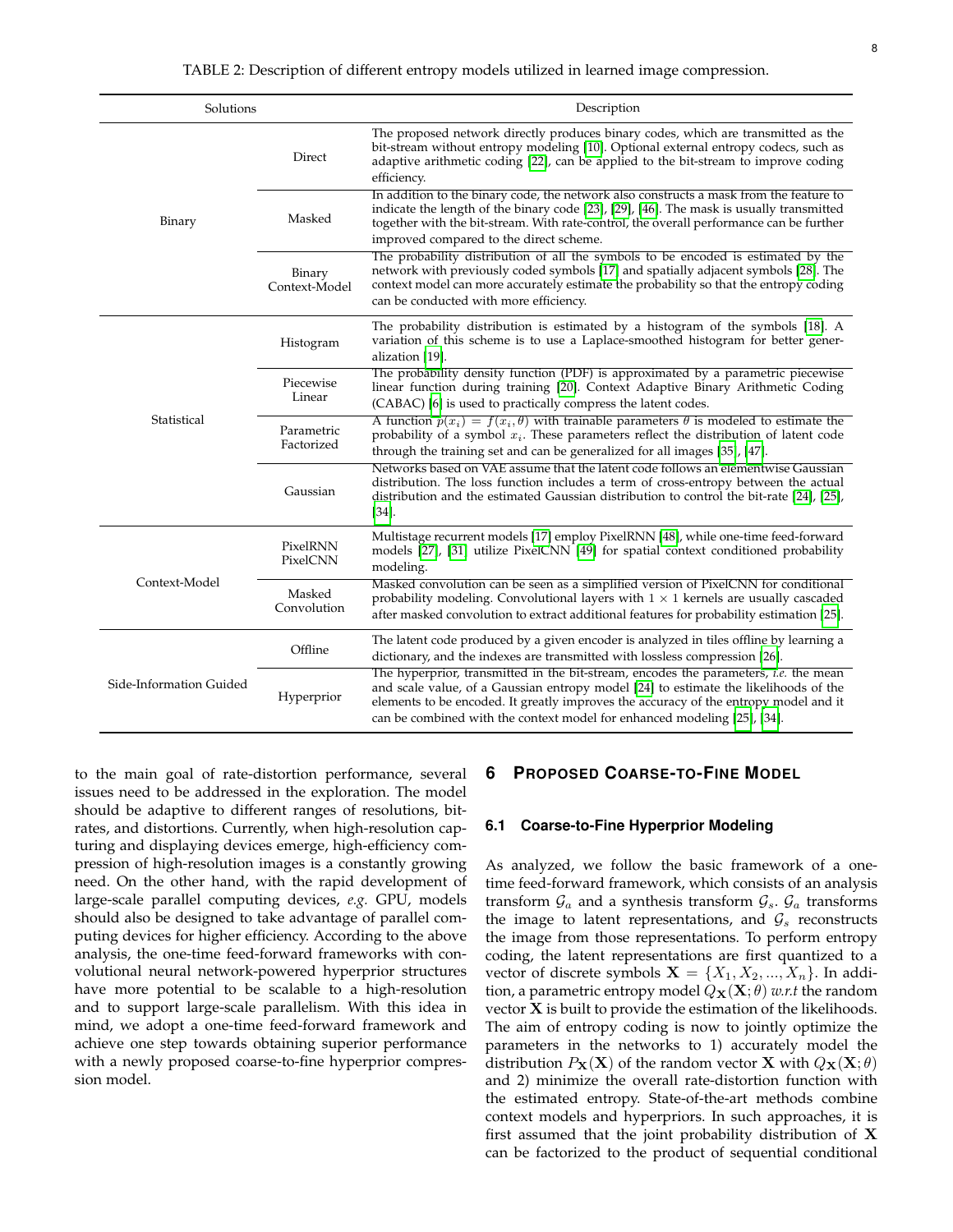TABLE 2: Description of different entropy models utilized in learned image compression.

| Solutions | | Description |
|---|---|---|
| Binary | Direct | The proposed network directly produces binary codes, which are transmitted as the bit-stream without entropy modeling [10]. Optional external entropy codecs, such as adaptive arithmetic coding [22], can be applied to the bit-stream to improve coding efficiency. |
| | Masked | In addition to the binary code, the network also constructs a mask from the feature to indicate the length of the binary code [23], [29], [46]. The mask is usually transmitted together with the bit-stream. With rate-control, the overall performance can be further improved compared to the direct scheme. |
| | Binary Context-Model | The probability distribution of all the symbols to be encoded is estimated by the network with previously coded symbols [17] and spatially adjacent symbols [28]. The context model can more accurately estimate the probability so that the entropy coding can be conducted with more efficiency. |
| Statistical | Histogram | The probability distribution is estimated by a histogram of the symbols [18]. A variation of this scheme is to use a Laplace-smoothed histogram for better generalization [19]. |
| | Piecewise Linear | The probability density function (PDF) is approximated by a parametric piecewise linear function during training [20]. Context Adaptive Binary Arithmetic Coding (CABAC) [6] is used to practically compress the latent codes. |
| | Parametric Factorized | A function $p(x_i) = f(x_i, \theta)$ with trainable parameters $\theta$ is modeled to estimate the probability of a symbol $x_i$. These parameters reflect the distribution of latent code through the training set and can be generalized for all images [35], [47]. |
| | Gaussian | Networks based on VAE assume that the latent code follows an elementwise Gaussian distribution. The loss function includes a term of cross-entropy between the actual distribution and the estimated Gaussian distribution to control the bit-rate [24], [25], [34]. |
| Context-Model | PixelRNN PixelCNN | Multistage recurrent models [17] employ PixelRNN [48], while one-time feed-forward models [27], [31] utilize PixelCNN [49] for spatial context conditioned probability modeling. |
| | Masked Convolution | Masked convolution can be seen as a simplified version of PixelCNN for conditional probability modeling. Convolutional layers with $1 \times 1$ kernels are usually cascaded after masked convolution to extract additional features for probability estimation [25]. |
| Side-Information Guided | Offline | The latent code produced by a given encoder is analyzed in tiles offline by learning a dictionary, and the indexes are transmitted with lossless compression [26]. |
| | Hyperprior | The hyperprior, transmitted in the bit-stream, encodes the parameters, *i.e.* the mean and scale value, of a Gaussian entropy model [24] to estimate the likelihoods of the elements to be encoded. It greatly improves the accuracy of the entropy model and it can be combined with the context model for enhanced modeling [25], [34]. |

to the main goal of rate-distortion performance, several issues need to be addressed in the exploration. The model should be adaptive to different ranges of resolutions, bit-rates, and distortions. Currently, when high-resolution capturing and displaying devices emerge, high-efficiency compression of high-resolution images is a constantly growing need. On the other hand, with the rapid development of large-scale parallel computing devices, *e.g.* GPU, models should also be designed to take advantage of parallel computing devices for higher efficiency. According to the above analysis, the one-time feed-forward frameworks with convolutional neural network-powered hyperprior structures have more potential to be scalable to a high-resolution and to support large-scale parallelism. With this idea in mind, we adopt a one-time feed-forward framework and achieve one step towards obtaining superior performance with a newly proposed coarse-to-fine hyperprior compression model.

## 6 Proposed Coarse-to-Fine Model

### 6.1 Coarse-to-Fine Hyperprior Modeling

As analyzed, we follow the basic framework of a one-time feed-forward framework, which consists of an analysis transform $\mathcal{G}_a$ and a synthesis transform $\mathcal{G}_s$. $\mathcal{G}_a$ transforms the image to latent representations, and $\mathcal{G}_s$ reconstructs the image from those representations. To perform entropy coding, the latent representations are first quantized to a vector of discrete symbols $\mathbf{X} = \{X_1, X_2, ..., X_n\}$. In addition, a parametric entropy model $Q_{\mathbf{X}}(\mathbf{X}; \theta)$ *w.r.t* the random vector $\mathbf{X}$ is built to provide the estimation of the likelihoods. The aim of entropy coding is now to jointly optimize the parameters in the networks to 1) accurately model the distribution $P_{\mathbf{X}}(\mathbf{X})$ of the random vector $\mathbf{X}$ with $Q_{\mathbf{X}}(\mathbf{X}; \theta)$ and 2) minimize the overall rate-distortion function with the estimated entropy. State-of-the-art methods combine context models and hyperpriors. In such approaches, it is first assumed that the joint probability distribution of $\mathbf{X}$ can be factorized to the product of sequential conditional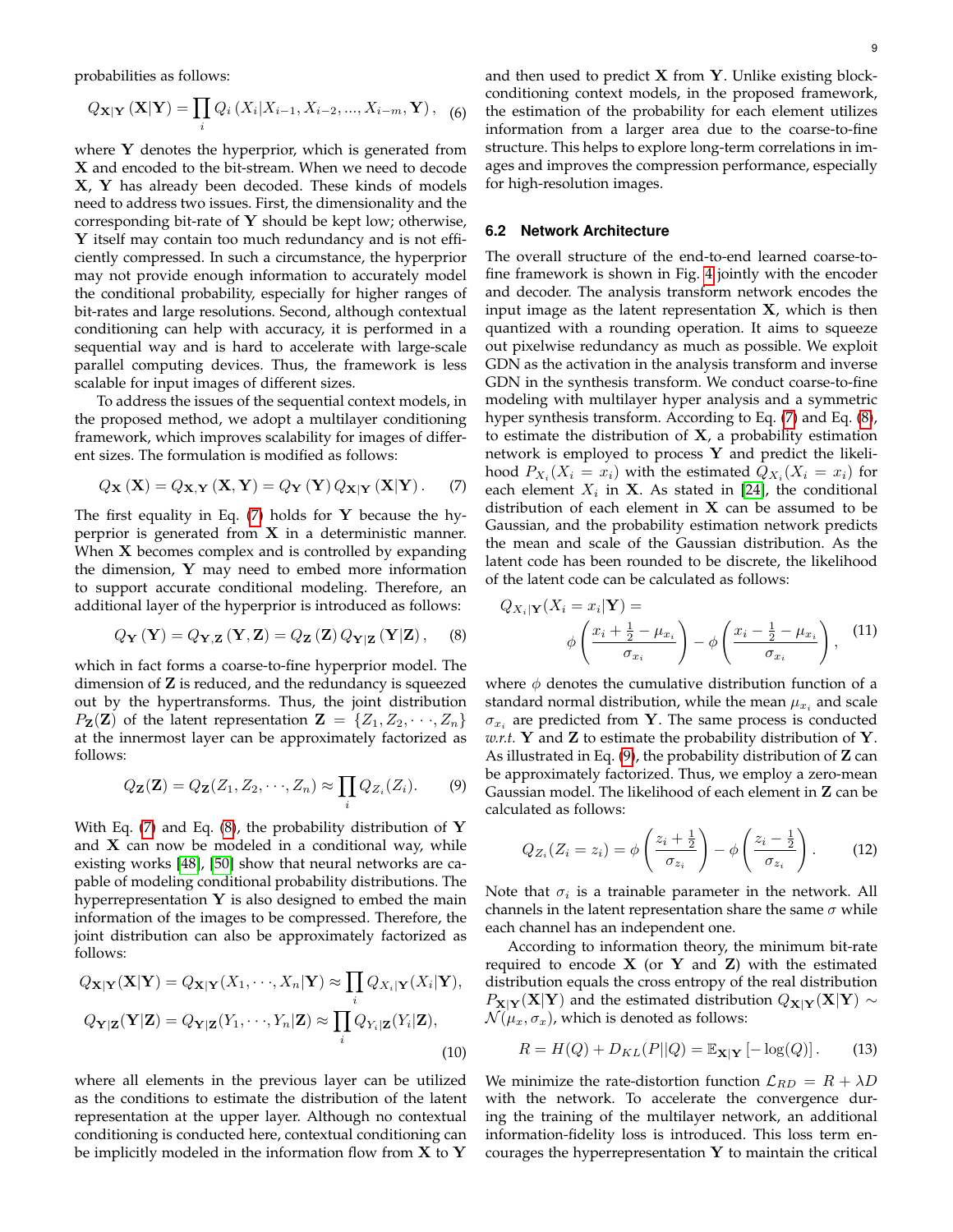probabilities as follows:

$$Q_{\mathbf{X}|\mathbf{Y}}(\mathbf{X}|\mathbf{Y}) = \prod_i Q_i(X_i|X_{i-1}, X_{i-2}, ..., X_{i-m}, \mathbf{Y}), \quad (6)$$

where $\mathbf{Y}$ denotes the hyperprior, which is generated from $\mathbf{X}$ and encoded to the bit-stream. When we need to decode $\mathbf{X}$, $\mathbf{Y}$ has already been decoded. These kinds of models need to address two issues. First, the dimensionality and the corresponding bit-rate of $\mathbf{Y}$ should be kept low; otherwise, $\mathbf{Y}$ itself may contain too much redundancy and is not efficiently compressed. In such a circumstance, the hyperprior may not provide enough information to accurately model the conditional probability, especially for higher ranges of bit-rates and large resolutions. Second, although contextual conditioning can help with accuracy, it is performed in a sequential way and is hard to accelerate with large-scale parallel computing devices. Thus, the framework is less scalable for input images of different sizes.

To address the issues of the sequential context models, in the proposed method, we adopt a multilayer conditioning framework, which improves scalability for images of different sizes. The formulation is modified as follows:

$$Q_{\mathbf{X}}(\mathbf{X}) = Q_{\mathbf{X},\mathbf{Y}}(\mathbf{X}, \mathbf{Y}) = Q_{\mathbf{Y}}(\mathbf{Y}) Q_{\mathbf{X}|\mathbf{Y}}(\mathbf{X}|\mathbf{Y}). \quad (7)$$

The first equality in Eq. (7) holds for $\mathbf{Y}$ because the hyperprior is generated from $\mathbf{X}$ in a deterministic manner. When $\mathbf{X}$ becomes complex and is controlled by expanding the dimension, $\mathbf{Y}$ may need to embed more information to support accurate conditional modeling. Therefore, an additional layer of the hyperprior is introduced as follows:

$$Q_{\mathbf{Y}}(\mathbf{Y}) = Q_{\mathbf{Y},\mathbf{Z}}(\mathbf{Y}, \mathbf{Z}) = Q_{\mathbf{Z}}(\mathbf{Z}) Q_{\mathbf{Y}|\mathbf{Z}}(\mathbf{Y}|\mathbf{Z}), \quad (8)$$

which in fact forms a coarse-to-fine hyperprior model. The dimension of $\mathbf{Z}$ is reduced, and the redundancy is squeezed out by the hypertransforms. Thus, the joint distribution $P_{\mathbf{Z}}(\mathbf{Z})$ of the latent representation $\mathbf{Z} = \{Z_1, Z_2, \cdots, Z_n\}$ at the innermost layer can be approximately factorized as follows:

$$Q_{\mathbf{Z}}(\mathbf{Z}) = Q_{\mathbf{Z}}(Z_1, Z_2, \cdots, Z_n) \approx \prod_i Q_{Z_i}(Z_i). \quad (9)$$

With Eq. (7) and Eq. (8), the probability distribution of $\mathbf{Y}$ and $\mathbf{X}$ can now be modeled in a conditional way, while existing works [48], [50] show that neural networks are capable of modeling conditional probability distributions. The hyperrepresentation $\mathbf{Y}$ is also designed to embed the main information of the images to be compressed. Therefore, the joint distribution can also be approximately factorized as follows:

$$\begin{aligned} Q_{\mathbf{X}|\mathbf{Y}}(\mathbf{X}|\mathbf{Y}) &= Q_{\mathbf{X}|\mathbf{Y}}(X_1, \cdots, X_n|\mathbf{Y}) \approx \prod_i Q_{X_i|\mathbf{Y}}(X_i|\mathbf{Y}), \\ Q_{\mathbf{Y}|\mathbf{Z}}(\mathbf{Y}|\mathbf{Z}) &= Q_{\mathbf{Y}|\mathbf{Z}}(Y_1, \cdots, Y_n|\mathbf{Z}) \approx \prod_i Q_{Y_i|\mathbf{Z}}(Y_i|\mathbf{Z}), \end{aligned} \quad (10)$$

where all elements in the previous layer can be utilized as the conditions to estimate the distribution of the latent representation at the upper layer. Although no contextual conditioning is conducted here, contextual conditioning can be implicitly modeled in the information flow from $\mathbf{X}$ to $\mathbf{Y}$ and then used to predict $\mathbf{X}$ from $\mathbf{Y}$. Unlike existing block-conditioning context models, in the proposed framework, the estimation of the probability for each element utilizes information from a larger area due to the coarse-to-fine structure. This helps to explore long-term correlations in images and improves the compression performance, especially for high-resolution images.

### 6.2 Network Architecture

The overall structure of the end-to-end learned coarse-to-fine framework is shown in Fig. 4 jointly with the encoder and decoder. The analysis transform network encodes the input image as the latent representation $\mathbf{X}$, which is then quantized with a rounding operation. It aims to squeeze out pixelwise redundancy as much as possible. We exploit GDN as the activation in the analysis transform and inverse GDN in the synthesis transform. We conduct coarse-to-fine modeling with multilayer hyper analysis and a symmetric hyper synthesis transform. According to Eq. (7) and Eq. (8), to estimate the distribution of $\mathbf{X}$, a probability estimation network is employed to process $\mathbf{Y}$ and predict the likelihood $P_{X_i}(X_i = x_i)$ with the estimated $Q_{X_i}(X_i = x_i)$ for each element $X_i$ in $\mathbf{X}$. As stated in [24], the conditional distribution of each element in $\mathbf{X}$ can be assumed to be Gaussian, and the probability estimation network predicts the mean and scale of the Gaussian distribution. As the latent code has been rounded to be discrete, the likelihood of the latent code can be calculated as follows:

$$\begin{aligned} Q_{X_i|\mathbf{Y}}(X_i = x_i|\mathbf{Y}) = \\ \phi\left(\frac{x_i + \frac{1}{2} - \mu_{x_i}}{\sigma_{x_i}}\right) - \phi\left(\frac{x_i - \frac{1}{2} - \mu_{x_i}}{\sigma_{x_i}}\right), \end{aligned} \quad (11)$$

where $\phi$ denotes the cumulative distribution function of a standard normal distribution, while the mean $\mu_{x_i}$ and scale $\sigma_{x_i}$ are predicted from $\mathbf{Y}$. The same process is conducted *w.r.t.* $\mathbf{Y}$ and $\mathbf{Z}$ to estimate the probability distribution of $\mathbf{Y}$. As illustrated in Eq. (9), the probability distribution of $\mathbf{Z}$ can be approximately factorized. Thus, we employ a zero-mean Gaussian model. The likelihood of each element in $\mathbf{Z}$ can be calculated as follows:

$$Q_{Z_i}(Z_i = z_i) = \phi\left(\frac{z_i + \frac{1}{2}}{\sigma_{z_i}}\right) - \phi\left(\frac{z_i - \frac{1}{2}}{\sigma_{z_i}}\right). \quad (12)$$

Note that $\sigma_i$ is a trainable parameter in the network. All channels in the latent representation share the same $\sigma$ while each channel has an independent one.

According to information theory, the minimum bit-rate required to encode $\mathbf{X}$ (or $\mathbf{Y}$ and $\mathbf{Z}$) with the estimated distribution equals the cross entropy of the real distribution $P_{\mathbf{X}|\mathbf{Y}}(\mathbf{X}|\mathbf{Y})$ and the estimated distribution $Q_{\mathbf{X}|\mathbf{Y}}(\mathbf{X}|\mathbf{Y}) \sim \mathcal{N}(\mu_x, \sigma_x)$, which is denoted as follows:

$$R = H(Q) + D_{KL}(P||Q) = \mathbb{E}_{\mathbf{X}|\mathbf{Y}}\left[-\log(Q)\right]. \quad (13)$$

We minimize the rate-distortion function $\mathcal{L}_{RD} = R + \lambda D$ with the network. To accelerate the convergence during the training of the multilayer network, an additional information-fidelity loss is introduced. This loss term encourages the hyperrepresentation $\mathbf{Y}$ to maintain the critical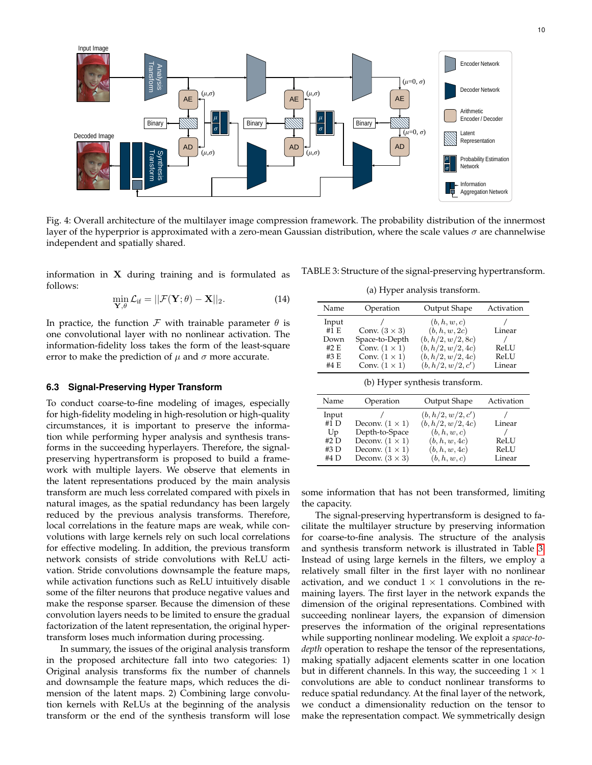Fig. 4: Overall architecture of the multilayer image compression framework. The probability distribution of the innermost layer of the hyperprior is approximated with a zero-mean Gaussian distribution, where the scale values $\sigma$ are channelwise independent and spatially shared.

information in $\mathbf{X}$ during training and is formulated as follows:

$$\min_{\mathbf{Y},\theta} \mathcal{L}_{\text{if}} = ||\mathcal{F}(\mathbf{Y};\theta) - \mathbf{X}||_2. \tag{14}$$

In practice, the function $\mathcal{F}$ with trainable parameter $\theta$ is one convolutional layer with no nonlinear activation. The information-fidelity loss takes the form of the least-square error to make the prediction of $\mu$ and $\sigma$ more accurate.

### 6.3 Signal-Preserving Hyper Transform

To conduct coarse-to-fine modeling of images, especially for high-fidelity modeling in high-resolution or high-quality circumstances, it is important to preserve the information while performing hyper analysis and synthesis transforms in the succeeding hyperlayers. Therefore, the signal-preserving hypertransform is proposed to build a framework with multiple layers. We observe that elements in the latent representations produced by the main analysis transform are much less correlated compared with pixels in natural images, as the spatial redundancy has been largely reduced by the previous analysis transforms. Therefore, local correlations in the feature maps are weak, while convolutions with large kernels rely on such local correlations for effective modeling. In addition, the previous transform network consists of stride convolutions with ReLU activation. Stride convolutions downsample the feature maps, while activation functions such as ReLU intuitively disable some of the filter neurons that produce negative values and make the response sparser. Because the dimension of these convolution layers needs to be limited to ensure the gradual factorization of the latent representation, the original hypertransform loses much information during processing.

In summary, the issues of the original analysis transform in the proposed architecture fall into two categories: 1) Original analysis transforms fix the number of channels and downsample the feature maps, which reduces the dimension of the latent maps. 2) Combining large convolution kernels with ReLUs at the beginning of the analysis transform or the end of the synthesis transform will lose some information that has not been transformed, limiting the capacity.

The signal-preserving hypertransform is designed to facilitate the multilayer structure by preserving information for coarse-to-fine analysis. The structure of the analysis and synthesis transform network is illustrated in Table 3. Instead of using large kernels in the filters, we employ a relatively small filter in the first layer with no nonlinear activation, and we conduct $1 \times 1$ convolutions in the remaining layers. The first layer in the network expands the dimension of the original representations. Combined with succeeding nonlinear layers, the expansion of dimension preserves the information of the original representations while supporting nonlinear modeling. We exploit a *space-to-depth* operation to reshape the tensor of the representations, making spatially adjacent elements scatter in one location but in different channels. In this way, the succeeding $1 \times 1$ convolutions are able to conduct nonlinear transforms to reduce spatial redundancy. At the final layer of the network, we conduct a dimensionality reduction on the tensor to make the representation compact. We symmetrically design

TABLE 3: Structure of the signal-preserving hypertransform.

(a) Hyper analysis transform.

| Name | Operation | Output Shape | Activation |
|---|---|---|---|
| Input | / | $(b, h, w, c)$ | / |
| #1 E | Conv. $(3 \times 3)$ | $(b, h, w, 2c)$ | Linear |
| Down | Space-to-Depth | $(b, h/2, w/2, 8c)$ | / |
| #2 E | Conv. $(1 \times 1)$ | $(b, h/2, w/2, 4c)$ | ReLU |
| #3 E | Conv. $(1 \times 1)$ | $(b, h/2, w/2, 4c)$ | ReLU |
| #4 E | Conv. $(1 \times 1)$ | $(b, h/2, w/2, c')$ | Linear |

(b) Hyper synthesis transform.

| Name | Operation | Output Shape | Activation |
|---|---|---|---|
| Input | / | $(b, h/2, w/2, c')$ | / |
| #1 D | Deconv. $(1 \times 1)$ | $(b, h/2, w/2, 4c)$ | Linear |
| Up | Depth-to-Space | $(b, h, w, c)$ | / |
| #2 D | Deconv. $(1 \times 1)$ | $(b, h, w, 4c)$ | ReLU |
| #3 D | Deconv. $(1 \times 1)$ | $(b, h, w, 4c)$ | ReLU |
| #4 D | Deconv. $(3 \times 3)$ | $(b, h, w, c)$ | Linear |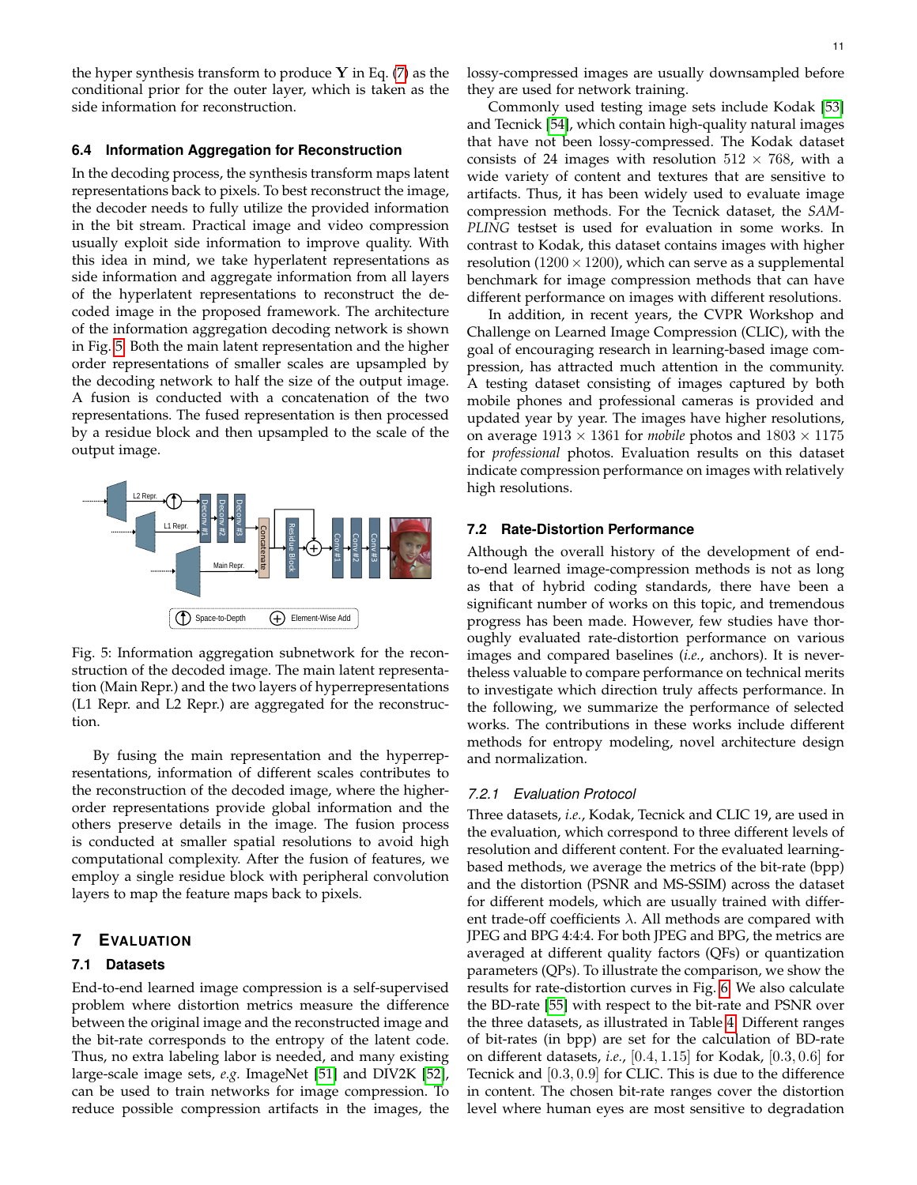the hyper synthesis transform to produce $\mathbf{Y}$ in Eq. (7) as the conditional prior for the outer layer, which is taken as the side information for reconstruction.

### 6.4 Information Aggregation for Reconstruction

In the decoding process, the synthesis transform maps latent representations back to pixels. To best reconstruct the image, the decoder needs to fully utilize the provided information in the bit stream. Practical image and video compression usually exploit side information to improve quality. With this idea in mind, we take hyperlatent representations as side information and aggregate information from all layers of the hyperlatent representations to reconstruct the decoded image in the proposed framework. The architecture of the information aggregation decoding network is shown in Fig. 5. Both the main latent representation and the higher order representations of smaller scales are upsampled by the decoding network to half the size of the output image. A fusion is conducted with a concatenation of the two representations. The fused representation is then processed by a residue block and then upsampled to the scale of the output image.

Fig. 5: Information aggregation subnetwork for the reconstruction of the decoded image. The main latent representation (Main Repr.) and the two layers of hyperrepresentations (L1 Repr. and L2 Repr.) are aggregated for the reconstruction.

By fusing the main representation and the hyperrepresentations, information of different scales contributes to the reconstruction of the decoded image, where the higher-order representations provide global information and the others preserve details in the image. The fusion process is conducted at smaller spatial resolutions to avoid high computational complexity. After the fusion of features, we employ a single residue block with peripheral convolution layers to map the feature maps back to pixels.

## 7 Evaluation

### 7.1 Datasets

End-to-end learned image compression is a self-supervised problem where distortion metrics measure the difference between the original image and the reconstructed image and the bit-rate corresponds to the entropy of the latent code. Thus, no extra labeling labor is needed, and many existing large-scale image sets, *e.g.* ImageNet [51] and DIV2K [52], can be used to train networks for image compression. To reduce possible compression artifacts in the images, the lossy-compressed images are usually downsampled before they are used for network training.

Commonly used testing image sets include Kodak [53] and Tecnick [54], which contain high-quality natural images that have not been lossy-compressed. The Kodak dataset consists of 24 images with resolution $512 \times 768$, with a wide variety of content and textures that are sensitive to artifacts. Thus, it has been widely used to evaluate image compression methods. For the Tecnick dataset, the *SAMPLING* testset is used for evaluation in some works. In contrast to Kodak, this dataset contains images with higher resolution ($1200 \times 1200$), which can serve as a supplemental benchmark for image compression methods that can have different performance on images with different resolutions.

In addition, in recent years, the CVPR Workshop and Challenge on Learned Image Compression (CLIC), with the goal of encouraging research in learning-based image compression, has attracted much attention in the community. A testing dataset consisting of images captured by both mobile phones and professional cameras is provided and updated year by year. The images have higher resolutions, on average $1913 \times 1361$ for *mobile* photos and $1803 \times 1175$ for *professional* photos. Evaluation results on this dataset indicate compression performance on images with relatively high resolutions.

### 7.2 Rate-Distortion Performance

Although the overall history of the development of end-to-end learned image-compression methods is not as long as that of hybrid coding standards, there have been a significant number of works on this topic, and tremendous progress has been made. However, few studies have thoroughly evaluated rate-distortion performance on various images and compared baselines (*i.e.*, anchors). It is nevertheless valuable to compare performance on technical merits to investigate which direction truly affects performance. In the following, we summarize the performance of selected works. The contributions in these works include different methods for entropy modeling, novel architecture design and normalization.

#### 7.2.1 Evaluation Protocol

Three datasets, *i.e.*, Kodak, Tecnick and CLIC 19, are used in the evaluation, which correspond to three different levels of resolution and different content. For the evaluated learning-based methods, we average the metrics of the bit-rate (bpp) and the distortion (PSNR and MS-SSIM) across the dataset for different models, which are usually trained with different trade-off coefficients $\lambda$. All methods are compared with JPEG and BPG 4:4:4. For both JPEG and BPG, the metrics are averaged at different quality factors (QFs) or quantization parameters (QPs). To illustrate the comparison, we show the results for rate-distortion curves in Fig. 6. We also calculate the BD-rate [55] with respect to the bit-rate and PSNR over the three datasets, as illustrated in Table 4. Different ranges of bit-rates (in bpp) are set for the calculation of BD-rate on different datasets, *i.e.*, $[0.4, 1.15]$ for Kodak, $[0.3, 0.6]$ for Tecnick and $[0.3, 0.9]$ for CLIC. This is due to the difference in content. The chosen bit-rate ranges cover the distortion level where human eyes are most sensitive to degradation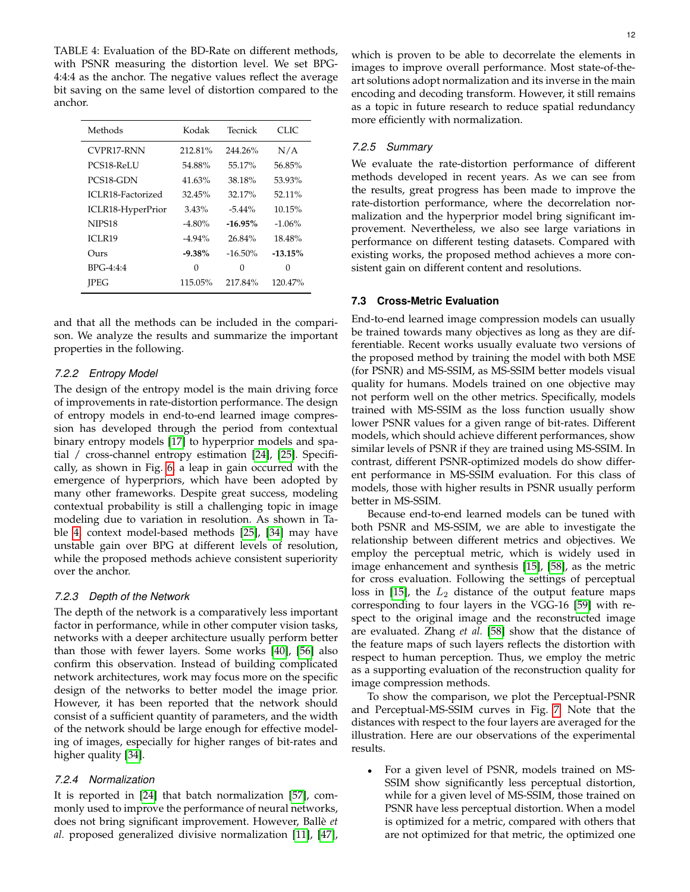TABLE 4: Evaluation of the BD-Rate on different methods, with PSNR measuring the distortion level. We set BPG-4:4:4 as the anchor. The negative values reflect the average bit saving on the same level of distortion compared to the anchor.

| Methods | Kodak | Tecnick | CLIC |
|---|---|---|---|
| CVPR17-RNN | 212.81% | 244.26% | N/A |
| PCS18-ReLU | 54.88% | 55.17% | 56.85% |
| PCS18-GDN | 41.63% | 38.18% | 53.93% |
| ICLR18-Factorized | 32.45% | 32.17% | 52.11% |
| ICLR18-HyperPrior | 3.43% | -5.44% | 10.15% |
| NIPS18 | -4.80% | **-16.95%** | -1.06% |
| ICLR19 | -4.94% | 26.84% | 18.48% |
| Ours | **-9.38%** | -16.50% | **-13.15%** |
| BPG-4:4:4 | 0 | 0 | 0 |
| JPEG | 115.05% | 217.84% | 120.47% |

and that all the methods can be included in the comparison. We analyze the results and summarize the important properties in the following.

### *7.2.2 Entropy Model*

The design of the entropy model is the main driving force of improvements in rate-distortion performance. The design of entropy models in end-to-end learned image compression has developed through the period from contextual binary entropy models [17] to hyperprior models and spatial / cross-channel entropy estimation [24], [25]. Specifically, as shown in Fig. 6, a leap in gain occurred with the emergence of hyperpriors, which have been adopted by many other frameworks. Despite great success, modeling contextual probability is still a challenging topic in image modeling due to variation in resolution. As shown in Table 4, context model-based methods [25], [34] may have unstable gain over BPG at different levels of resolution, while the proposed methods achieve consistent superiority over the anchor.

### *7.2.3 Depth of the Network*

The depth of the network is a comparatively less important factor in performance, while in other computer vision tasks, networks with a deeper architecture usually perform better than those with fewer layers. Some works [40], [56] also confirm this observation. Instead of building complicated network architectures, work may focus more on the specific design of the networks to better model the image prior. However, it has been reported that the network should consist of a sufficient quantity of parameters, and the width of the network should be large enough for effective modeling of images, especially for higher ranges of bit-rates and higher quality [34].

### *7.2.4 Normalization*

It is reported in [24] that batch normalization [57], commonly used to improve the performance of neural networks, does not bring significant improvement. However, Ballè *et al.* proposed generalized divisive normalization [11], [47], which is proven to be able to decorrelate the elements in images to improve overall performance. Most state-of-the-art solutions adopt normalization and its inverse in the main encoding and decoding transform. However, it still remains as a topic in future research to reduce spatial redundancy more efficiently with normalization.

### *7.2.5 Summary*

We evaluate the rate-distortion performance of different methods developed in recent years. As we can see from the results, great progress has been made to improve the rate-distortion performance, where the decorrelation normalization and the hyperprior model bring significant improvement. Nevertheless, we also see large variations in performance on different testing datasets. Compared with existing works, the proposed method achieves a more consistent gain on different content and resolutions.

## **7.3 Cross-Metric Evaluation**

End-to-end learned image compression models can usually be trained towards many objectives as long as they are differentiable. Recent works usually evaluate two versions of the proposed method by training the model with both MSE (for PSNR) and MS-SSIM, as MS-SSIM better models visual quality for humans. Models trained on one objective may not perform well on the other metrics. Specifically, models trained with MS-SSIM as the loss function usually show lower PSNR values for a given range of bit-rates. Different models, which should achieve different performances, show similar levels of PSNR if they are trained using MS-SSIM. In contrast, different PSNR-optimized models do show different performance in MS-SSIM evaluation. For this class of models, those with higher results in PSNR usually perform better in MS-SSIM.

Because end-to-end learned models can be tuned with both PSNR and MS-SSIM, we are able to investigate the relationship between different metrics and objectives. We employ the perceptual metric, which is widely used in image enhancement and synthesis [15], [58], as the metric for cross evaluation. Following the settings of perceptual loss in [15], the $L_2$ distance of the output feature maps corresponding to four layers in the VGG-16 [59] with respect to the original image and the reconstructed image are evaluated. Zhang *et al.* [58] show that the distance of the feature maps of such layers reflects the distortion with respect to human perception. Thus, we employ the metric as a supporting evaluation of the reconstruction quality for image compression methods.

To show the comparison, we plot the Perceptual-PSNR and Perceptual-MS-SSIM curves in Fig. 7. Note that the distances with respect to the four layers are averaged for the illustration. Here are our observations of the experimental results.

- For a given level of PSNR, models trained on MS-SSIM show significantly less perceptual distortion, while for a given level of MS-SSIM, those trained on PSNR have less perceptual distortion. When a model is optimized for a metric, compared with others that are not optimized for that metric, the optimized one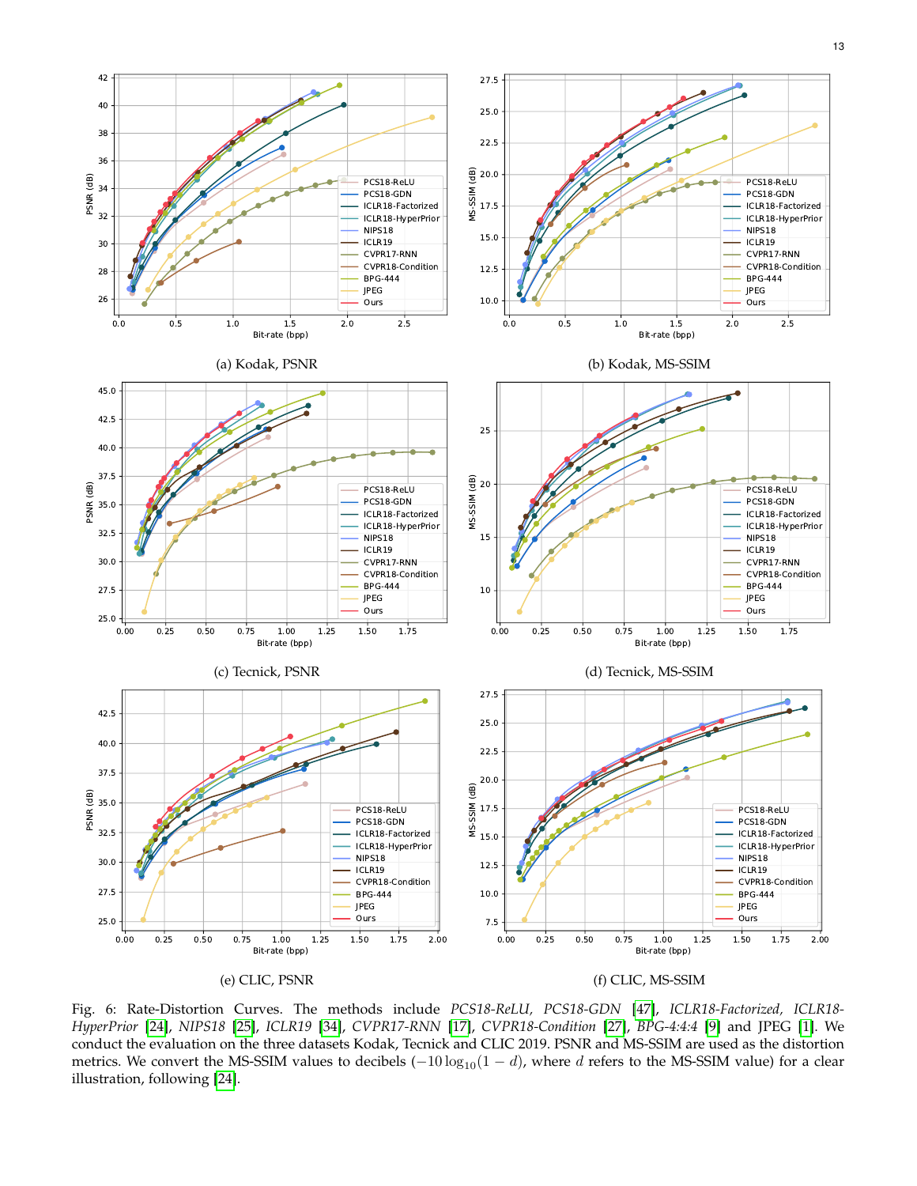(a) Kodak, PSNR

(b) Kodak, MS-SSIM

(c) Tecnick, PSNR

(d) Tecnick, MS-SSIM

(e) CLIC, PSNR

(f) CLIC, MS-SSIM

Fig. 6: Rate-Distortion Curves. The methods include *PCS18-ReLU*, *PCS18-GDN* [47], *ICLR18-Factorized*, *ICLR18-HyperPrior* [24], *NIPS18* [25], *ICLR19* [34], *CVPR17-RNN* [17], *CVPR18-Condition* [27], *BPG-4:4:4* [9] and JPEG [1]. We conduct the evaluation on the three datasets Kodak, Tecnick and CLIC 2019. PSNR and MS-SSIM are used as the distortion metrics. We convert the MS-SSIM values to decibels ($-10\log_{10}(1-d)$, where $d$ refers to the MS-SSIM value) for a clear illustration, following [24].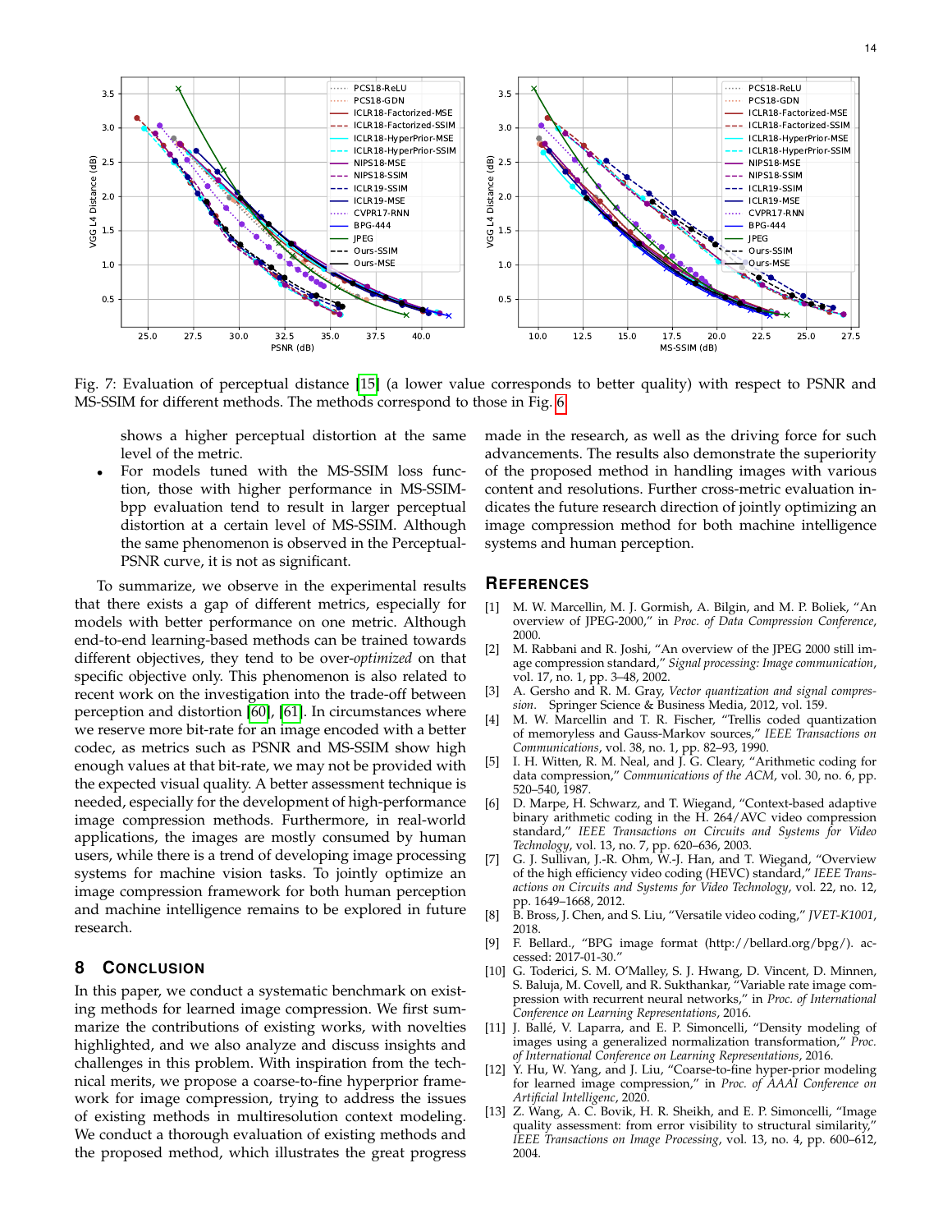Fig. 7: Evaluation of perceptual distance [15] (a lower value corresponds to better quality) with respect to PSNR and MS-SSIM for different methods. The methods correspond to those in Fig. 6.

shows a higher perceptual distortion at the same level of the metric.

- For models tuned with the MS-SSIM loss function, those with higher performance in MS-SSIM-bpp evaluation tend to result in larger perceptual distortion at a certain level of MS-SSIM. Although the same phenomenon is observed in the Perceptual-PSNR curve, it is not as significant.

To summarize, we observe in the experimental results that there exists a gap of different metrics, especially for models with better performance on one metric. Although end-to-end learning-based methods can be trained towards different objectives, they tend to be over-*optimized* on that specific objective only. This phenomenon is also related to recent work on the investigation into the trade-off between perception and distortion [60], [61]. In circumstances where we reserve more bit-rate for an image encoded with a better codec, as metrics such as PSNR and MS-SSIM show high enough values at that bit-rate, we may not be provided with the expected visual quality. A better assessment technique is needed, especially for the development of high-performance image compression methods. Furthermore, in real-world applications, the images are mostly consumed by human users, while there is a trend of developing image processing systems for machine vision tasks. To jointly optimize an image compression framework for both human perception and machine intelligence remains to be explored in future research.

## 8 Conclusion

In this paper, we conduct a systematic benchmark on existing methods for learned image compression. We first summarize the contributions of existing works, with novelties highlighted, and we also analyze and discuss insights and challenges in this problem. With inspiration from the technical merits, we propose a coarse-to-fine hyperprior framework for image compression, trying to address the issues of existing methods in multiresolution context modeling. We conduct a thorough evaluation of existing methods and the proposed method, which illustrates the great progress made in the research, as well as the driving force for such advancements. The results also demonstrate the superiority of the proposed method in handling images with various content and resolutions. Further cross-metric evaluation indicates the future research direction of jointly optimizing an image compression method for both machine intelligence systems and human perception.

## References

[1] M. W. Marcellin, M. J. Gormish, A. Bilgin, and M. P. Boliek, "An overview of JPEG-2000," in *Proc. of Data Compression Conference*, 2000.

[2] M. Rabbani and R. Joshi, "An overview of the JPEG 2000 still image compression standard," *Signal processing: Image communication*, vol. 17, no. 1, pp. 3–48, 2002.

[3] A. Gersho and R. M. Gray, *Vector quantization and signal compression*. Springer Science & Business Media, 2012, vol. 159.

[4] M. W. Marcellin and T. R. Fischer, "Trellis coded quantization of memoryless and Gauss-Markov sources," *IEEE Transactions on Communications*, vol. 38, no. 1, pp. 82–93, 1990.

[5] I. H. Witten, R. M. Neal, and J. G. Cleary, "Arithmetic coding for data compression," *Communications of the ACM*, vol. 30, no. 6, pp. 520–540, 1987.

[6] D. Marpe, H. Schwarz, and T. Wiegand, "Context-based adaptive binary arithmetic coding in the H. 264/AVC video compression standard," *IEEE Transactions on Circuits and Systems for Video Technology*, vol. 13, no. 7, pp. 620–636, 2003.

[7] G. J. Sullivan, J.-R. Ohm, W.-J. Han, and T. Wiegand, "Overview of the high efficiency video coding (HEVC) standard," *IEEE Transactions on Circuits and Systems for Video Technology*, vol. 22, no. 12, pp. 1649–1668, 2012.

[8] B. Bross, J. Chen, and S. Liu, "Versatile video coding," *JVET-K1001*, 2018.

[9] F. Bellard., "BPG image format (http://bellard.org/bpg/). accessed: 2017-01-30."

[10] G. Toderici, S. M. O'Malley, S. J. Hwang, D. Vincent, D. Minnen, S. Baluja, M. Covell, and R. Sukthankar, "Variable rate image compression with recurrent neural networks," in *Proc. of International Conference on Learning Representations*, 2016.

[11] J. Ballé, V. Laparra, and E. P. Simoncelli, "Density modeling of images using a generalized normalization transformation," *Proc. of International Conference on Learning Representations*, 2016.

[12] Y. Hu, W. Yang, and J. Liu, "Coarse-to-fine hyper-prior modeling for learned image compression," in *Proc. of AAAI Conference on Artificial Intelligence*, 2020.

[13] Z. Wang, A. C. Bovik, H. R. Sheikh, and E. P. Simoncelli, "Image quality assessment: from error visibility to structural similarity," *IEEE Transactions on Image Processing*, vol. 13, no. 4, pp. 600–612, 2004.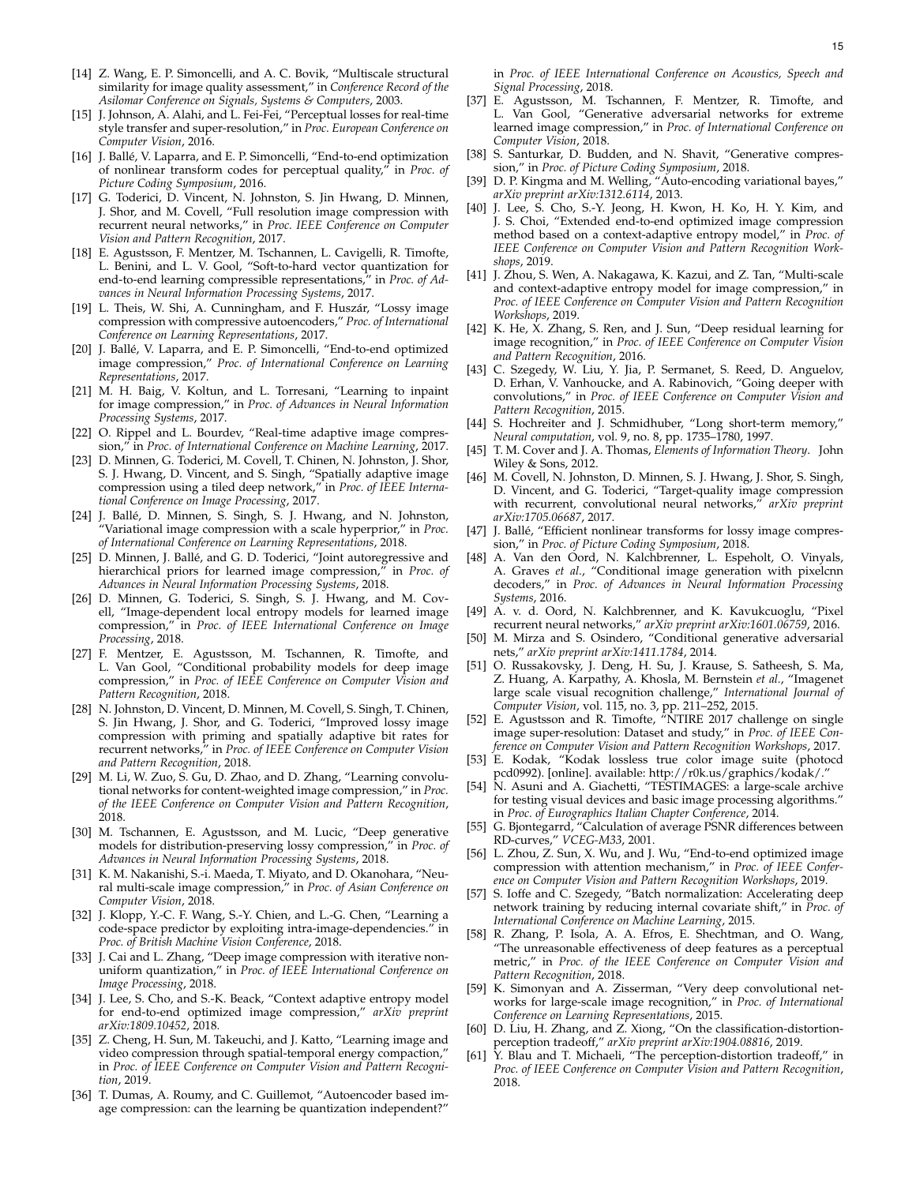[14] Z. Wang, E. P. Simoncelli, and A. C. Bovik, "Multiscale structural similarity for image quality assessment," in *Conference Record of the Asilomar Conference on Signals, Systems & Computers*, 2003.

[15] J. Johnson, A. Alahi, and L. Fei-Fei, "Perceptual losses for real-time style transfer and super-resolution," in *Proc. European Conference on Computer Vision*, 2016.

[16] J. Ballé, V. Laparra, and E. P. Simoncelli, "End-to-end optimization of nonlinear transform codes for perceptual quality," in *Proc. of Picture Coding Symposium*, 2016.

[17] G. Toderici, D. Vincent, N. Johnston, S. Jin Hwang, D. Minnen, J. Shor, and M. Covell, "Full resolution image compression with recurrent neural networks," in *Proc. IEEE Conference on Computer Vision and Pattern Recognition*, 2017.

[18] E. Agustsson, F. Mentzer, M. Tschannen, L. Cavigelli, R. Timofte, L. Benini, and L. V. Gool, "Soft-to-hard vector quantization for end-to-end learning compressible representations," in *Proc. of Advances in Neural Information Processing Systems*, 2017.

[19] L. Theis, W. Shi, A. Cunningham, and F. Huszár, "Lossy image compression with compressive autoencoders," *Proc. of International Conference on Learning Representations*, 2017.

[20] J. Ballé, V. Laparra, and E. P. Simoncelli, "End-to-end optimized image compression," *Proc. of International Conference on Learning Representations*, 2017.

[21] M. H. Baig, V. Koltun, and L. Torresani, "Learning to inpaint for image compression," in *Proc. of Advances in Neural Information Processing Systems*, 2017.

[22] O. Rippel and L. Bourdev, "Real-time adaptive image compression," in *Proc. of International Conference on Machine Learning*, 2017.

[23] D. Minnen, G. Toderici, M. Covell, T. Chinen, N. Johnston, J. Shor, S. J. Hwang, D. Vincent, and S. Singh, "Spatially adaptive image compression using a tiled deep network," in *Proc. of IEEE International Conference on Image Processing*, 2017.

[24] J. Ballé, D. Minnen, S. Singh, S. J. Hwang, and N. Johnston, "Variational image compression with a scale hyperprior," in *Proc. of International Conference on Learning Representations*, 2018.

[25] D. Minnen, J. Ballé, and G. D. Toderici, "Joint autoregressive and hierarchical priors for learned image compression," in *Proc. of Advances in Neural Information Processing Systems*, 2018.

[26] D. Minnen, G. Toderici, S. Singh, S. J. Hwang, and M. Covell, "Image-dependent local entropy models for learned image compression," in *Proc. of IEEE International Conference on Image Processing*, 2018.

[27] F. Mentzer, E. Agustsson, M. Tschannen, R. Timofte, and L. Van Gool, "Conditional probability models for deep image compression," in *Proc. of IEEE Conference on Computer Vision and Pattern Recognition*, 2018.

[28] N. Johnston, D. Vincent, D. Minnen, M. Covell, S. Singh, T. Chinen, S. Jin Hwang, J. Shor, and G. Toderici, "Improved lossy image compression with priming and spatially adaptive bit rates for recurrent networks," in *Proc. of IEEE Conference on Computer Vision and Pattern Recognition*, 2018.

[29] M. Li, W. Zuo, S. Gu, D. Zhao, and D. Zhang, "Learning convolutional networks for content-weighted image compression," in *Proc. of the IEEE Conference on Computer Vision and Pattern Recognition*, 2018.

[30] M. Tschannen, E. Agustsson, and M. Lucic, "Deep generative models for distribution-preserving lossy compression," in *Proc. of Advances in Neural Information Processing Systems*, 2018.

[31] K. M. Nakanishi, S.-i. Maeda, T. Miyato, and D. Okanohara, "Neural multi-scale image compression," in *Proc. of Asian Conference on Computer Vision*, 2018.

[32] J. Klopp, Y.-C. F. Wang, S.-Y. Chien, and L.-G. Chen, "Learning a code-space predictor by exploiting intra-image-dependencies." in *Proc. of British Machine Vision Conference*, 2018.

[33] J. Cai and L. Zhang, "Deep image compression with iterative nonuniform quantization," in *Proc. of IEEE International Conference on Image Processing*, 2018.

[34] J. Lee, S. Cho, and S.-K. Beack, "Context adaptive entropy model for end-to-end optimized image compression," *arXiv preprint arXiv:1809.10452*, 2018.

[35] Z. Cheng, H. Sun, M. Takeuchi, and J. Katto, "Learning image and video compression through spatial-temporal energy compaction," in *Proc. of IEEE Conference on Computer Vision and Pattern Recognition*, 2019.

[36] T. Dumas, A. Roumy, and C. Guillemot, "Autoencoder based image compression: can the learning be quantization independent?" in *Proc. of IEEE International Conference on Acoustics, Speech and Signal Processing*, 2018.

[37] E. Agustsson, M. Tschannen, F. Mentzer, R. Timofte, and L. Van Gool, "Generative adversarial networks for extreme learned image compression," in *Proc. of International Conference on Computer Vision*, 2018.

[38] S. Santurkar, D. Budden, and N. Shavit, "Generative compression," in *Proc. of Picture Coding Symposium*, 2018.

[39] D. P. Kingma and M. Welling, "Auto-encoding variational bayes," *arXiv preprint arXiv:1312.6114*, 2013.

[40] J. Lee, S. Cho, S.-Y. Jeong, H. Kwon, H. Ko, H. Y. Kim, and J. S. Choi, "Extended end-to-end optimized image compression method based on a context-adaptive entropy model," in *Proc. of IEEE Conference on Computer Vision and Pattern Recognition Workshops*, 2019.

[41] J. Zhou, S. Wen, A. Nakagawa, K. Kazui, and Z. Tan, "Multi-scale and context-adaptive entropy model for image compression," in *Proc. of IEEE Conference on Computer Vision and Pattern Recognition Workshops*, 2019.

[42] K. He, X. Zhang, S. Ren, and J. Sun, "Deep residual learning for image recognition," in *Proc. of IEEE Conference on Computer Vision and Pattern Recognition*, 2016.

[43] C. Szegedy, W. Liu, Y. Jia, P. Sermanet, S. Reed, D. Anguelov, D. Erhan, V. Vanhoucke, and A. Rabinovich, "Going deeper with convolutions," in *Proc. of IEEE Conference on Computer Vision and Pattern Recognition*, 2015.

[44] S. Hochreiter and J. Schmidhuber, "Long short-term memory," *Neural computation*, vol. 9, no. 8, pp. 1735–1780, 1997.

[45] T. M. Cover and J. A. Thomas, *Elements of Information Theory*. John Wiley & Sons, 2012.

[46] M. Covell, N. Johnston, D. Minnen, S. J. Hwang, J. Shor, S. Singh, D. Vincent, and G. Toderici, "Target-quality image compression with recurrent, convolutional neural networks," *arXiv preprint arXiv:1705.06687*, 2017.

[47] J. Ballé, "Efficient nonlinear transforms for lossy image compression," in *Proc. of Picture Coding Symposium*, 2018.

[48] A. Van den Oord, N. Kalchbrenner, L. Espeholt, O. Vinyals, A. Graves *et al.*, "Conditional image generation with pixelcnn decoders," in *Proc. of Advances in Neural Information Processing Systems*, 2016.

[49] A. v. d. Oord, N. Kalchbrenner, and K. Kavukcuoglu, "Pixel recurrent neural networks," *arXiv preprint arXiv:1601.06759*, 2016.

[50] M. Mirza and S. Osindero, "Conditional generative adversarial nets," *arXiv preprint arXiv:1411.1784*, 2014.

[51] O. Russakovsky, J. Deng, H. Su, J. Krause, S. Satheesh, S. Ma, Z. Huang, A. Karpathy, A. Khosla, M. Bernstein *et al.*, "Imagenet large scale visual recognition challenge," *International Journal of Computer Vision*, vol. 115, no. 3, pp. 211–252, 2015.

[52] E. Agustsson and R. Timofte, "NTIRE 2017 challenge on single image super-resolution: Dataset and study," in *Proc. of IEEE Conference on Computer Vision and Pattern Recognition Workshops*, 2017.

[53] E. Kodak, "Kodak lossless true color image suite (photocd pcd0992). [online]. available: http://r0k.us/graphics/kodak/."

[54] N. Asuni and A. Giachetti, "TESTIMAGES: a large-scale archive for testing visual devices and basic image processing algorithms." in *Proc. of Eurographics Italian Chapter Conference*, 2014.

[55] G. Bjontegarrd, "Calculation of average PSNR differences between RD-curves," *VCEG-M33*, 2001.

[56] L. Zhou, Z. Sun, X. Wu, and J. Wu, "End-to-end optimized image compression with attention mechanism," in *Proc. of IEEE Conference on Computer Vision and Pattern Recognition Workshops*, 2019.

[57] S. Ioffe and C. Szegedy, "Batch normalization: Accelerating deep network training by reducing internal covariate shift," in *Proc. of International Conference on Machine Learning*, 2015.

[58] R. Zhang, P. Isola, A. A. Efros, E. Shechtman, and O. Wang, "The unreasonable effectiveness of deep features as a perceptual metric," in *Proc. of the IEEE Conference on Computer Vision and Pattern Recognition*, 2018.

[59] K. Simonyan and A. Zisserman, "Very deep convolutional networks for large-scale image recognition," in *Proc. of International Conference on Learning Representations*, 2015.

[60] D. Liu, H. Zhang, and Z. Xiong, "On the classification-distortion-perception tradeoff," *arXiv preprint arXiv:1904.08816*, 2019.

[61] Y. Blau and T. Michaeli, "The perception-distortion tradeoff," in *Proc. of IEEE Conference on Computer Vision and Pattern Recognition*, 2018.